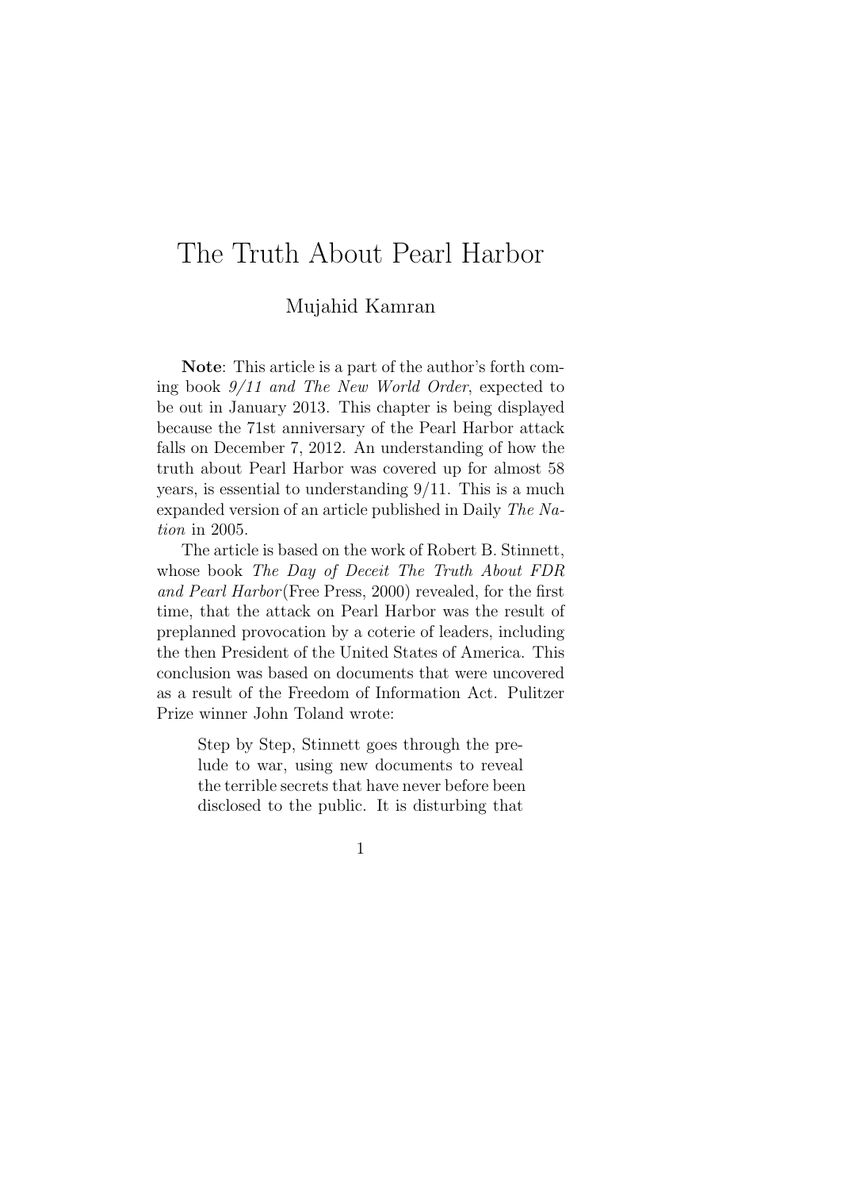# The Truth About Pearl Harbor

Mujahid Kamran

**Note**: This article is a part of the author's forth coming book *9/11 and The New World Order*, expected to be out in January 2013. This chapter is being displayed because the 71st anniversary of the Pearl Harbor attack falls on December 7, 2012. An understanding of how the truth about Pearl Harbor was covered up for almost 58 years, is essential to understanding 9/11. This is a much expanded version of an article published in Daily *The Nation* in 2005.

The article is based on the work of Robert B. Stinnett, whose book *The Day of Deceit The Truth About FDR and Pearl Harbor*(Free Press, 2000) revealed, for the first time, that the attack on Pearl Harbor was the result of preplanned provocation by a coterie of leaders, including the then President of the United States of America. This conclusion was based on documents that were uncovered as a result of the Freedom of Information Act. Pulitzer Prize winner John Toland wrote:

> Step by Step, Stinnett goes through the prelude to war, using new documents to reveal the terrible secrets that have never before been disclosed to the public. It is disturbing that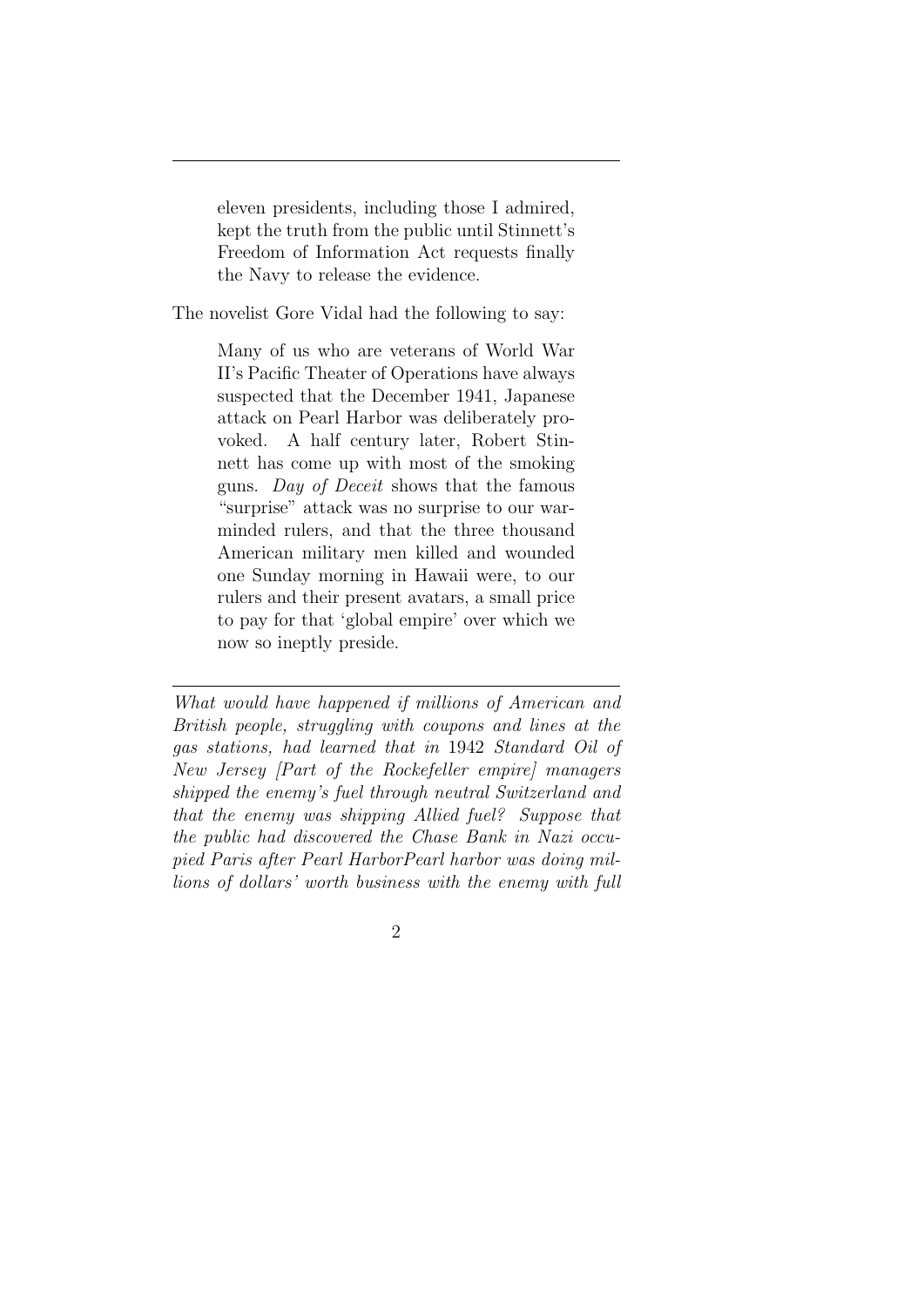> eleven presidents, including those I admired, kept the truth from the public until Stinnett's Freedom of Information Act requests finally the Navy to release the evidence.

The novelist Gore Vidal had the following to say:

> Many of us who are veterans of World War II's Pacific Theater of Operations have always suspected that the December 1941, Japanese attack on Pearl Harbor was deliberately provoked. A half century later, Robert Stinnett has come up with most of the smoking guns. *Day of Deceit* shows that the famous "surprise" attack was no surprise to our war-minded rulers, and that the three thousand American military men killed and wounded one Sunday morning in Hawaii were, to our rulers and their present avatars, a small price to pay for that 'global empire' over which we now so ineptly preside.

---

*What would have happened if millions of American and British people, struggling with coupons and lines at the gas stations, had learned that in* 1942 *Standard Oil of New Jersey [Part of the Rockefeller empire] managers shipped the enemy's fuel through neutral Switzerland and that the enemy was shipping Allied fuel? Suppose that the public had discovered the Chase Bank in Nazi occupied Paris after Pearl HarborPearl harbor was doing millions of dollars' worth business with the enemy with full*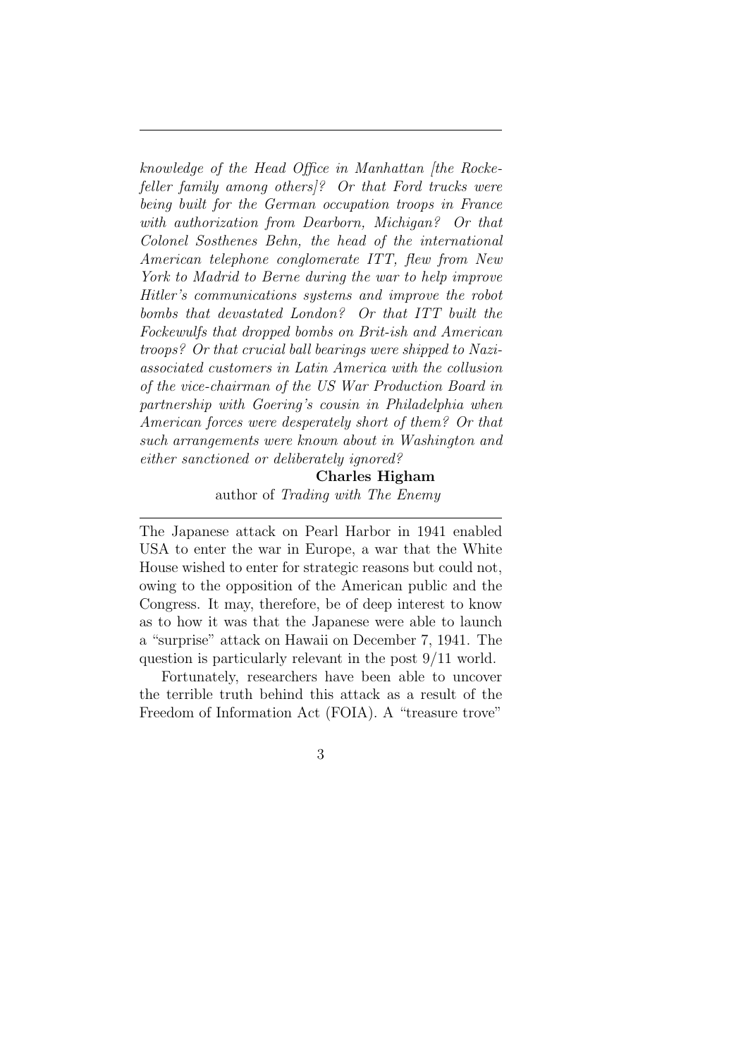---

*knowledge of the Head Office in Manhattan [the Rockefeller family among others]? Or that Ford trucks were being built for the German occupation troops in France with authorization from Dearborn, Michigan? Or that Colonel Sosthenes Behn, the head of the international American telephone conglomerate ITT, flew from New York to Madrid to Berne during the war to help improve Hitler's communications systems and improve the robot bombs that devastated London? Or that ITT built the Fockewulfs that dropped bombs on Brit-ish and American troops? Or that crucial ball bearings were shipped to Nazi-associated customers in Latin America with the collusion of the vice-chairman of the US War Production Board in partnership with Goering's cousin in Philadelphia when American forces were desperately short of them? Or that such arrangements were known about in Washington and either sanctioned or deliberately ignored?*

**Charles Higham**
author of *Trading with The Enemy*

---

The Japanese attack on Pearl Harbor in 1941 enabled USA to enter the war in Europe, a war that the White House wished to enter for strategic reasons but could not, owing to the opposition of the American public and the Congress. It may, therefore, be of deep interest to know as to how it was that the Japanese were able to launch a "surprise" attack on Hawaii on December 7, 1941. The question is particularly relevant in the post 9/11 world.

Fortunately, researchers have been able to uncover the terrible truth behind this attack as a result of the Freedom of Information Act (FOIA). A "treasure trove"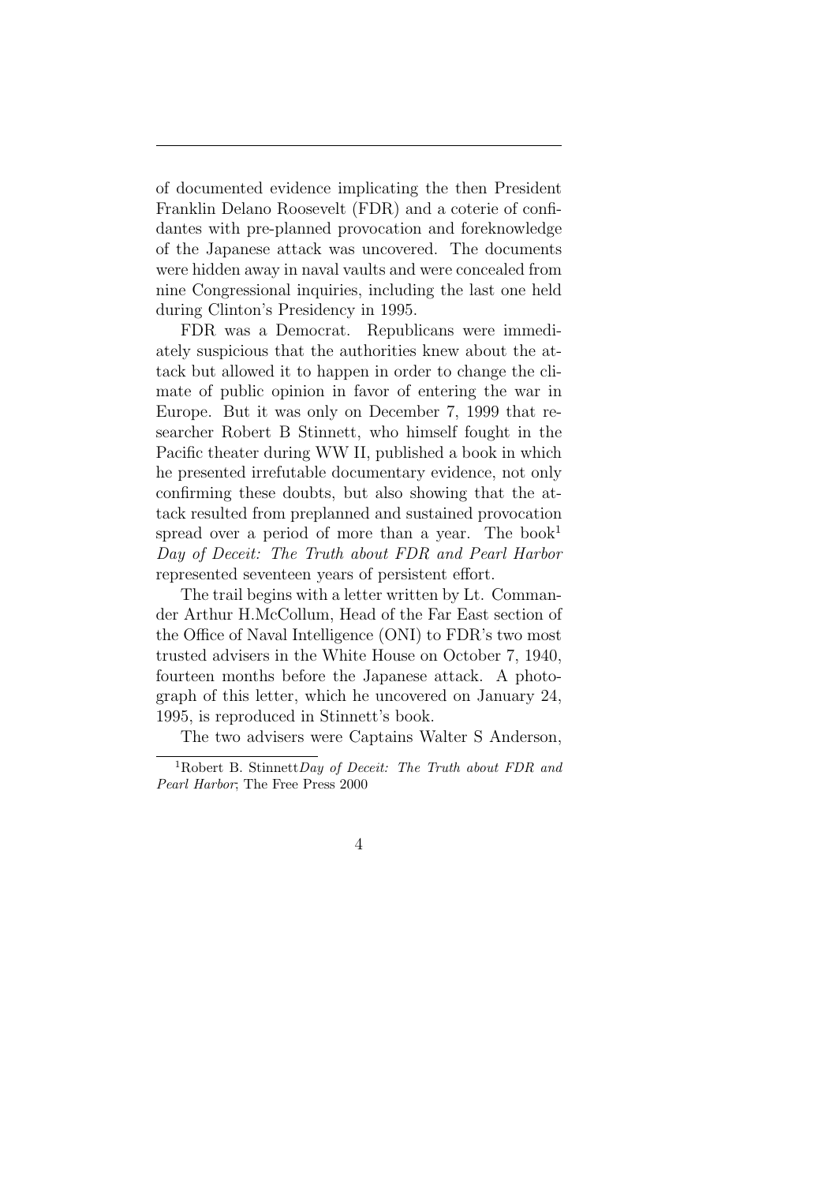of documented evidence implicating the then President Franklin Delano Roosevelt (FDR) and a coterie of confidantes with pre-planned provocation and foreknowledge of the Japanese attack was uncovered. The documents were hidden away in naval vaults and were concealed from nine Congressional inquiries, including the last one held during Clinton's Presidency in 1995.

FDR was a Democrat. Republicans were immediately suspicious that the authorities knew about the attack but allowed it to happen in order to change the climate of public opinion in favor of entering the war in Europe. But it was only on December 7, 1999 that researcher Robert B Stinnett, who himself fought in the Pacific theater during WW II, published a book in which he presented irrefutable documentary evidence, not only confirming these doubts, but also showing that the attack resulted from preplanned and sustained provocation spread over a period of more than a year. The book[1] *Day of Deceit: The Truth about FDR and Pearl Harbor* represented seventeen years of persistent effort.

The trail begins with a letter written by Lt. Commander Arthur H.McCollum, Head of the Far East section of the Office of Naval Intelligence (ONI) to FDR's two most trusted advisers in the White House on October 7, 1940, fourteen months before the Japanese attack. A photograph of this letter, which he uncovered on January 24, 1995, is reproduced in Stinnett's book.

The two advisers were Captains Walter S Anderson,

[1] Robert B. Stinnett*Day of Deceit: The Truth about FDR and Pearl Harbor*; The Free Press 2000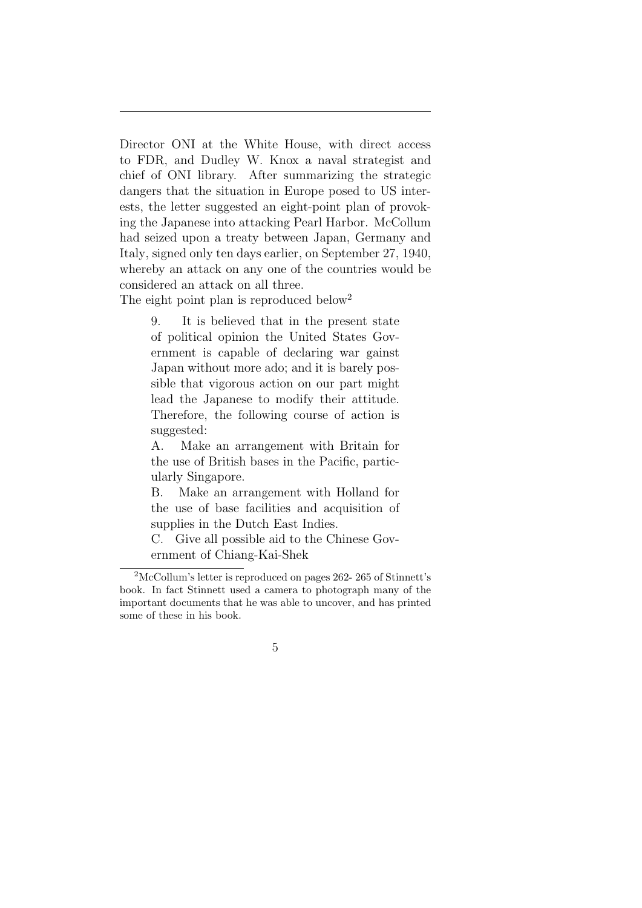Director ONI at the White House, with direct access to FDR, and Dudley W. Knox a naval strategist and chief of ONI library. After summarizing the strategic dangers that the situation in Europe posed to US interests, the letter suggested an eight-point plan of provoking the Japanese into attacking Pearl Harbor. McCollum had seized upon a treaty between Japan, Germany and Italy, signed only ten days earlier, on September 27, 1940, whereby an attack on any one of the countries would be considered an attack on all three.
The eight point plan is reproduced below[2]

> 9. It is believed that in the present state of political opinion the United States Government is capable of declaring war gainst Japan without more ado; and it is barely possible that vigorous action on our part might lead the Japanese to modify their attitude. Therefore, the following course of action is suggested:
>
> A. Make an arrangement with Britain for the use of British bases in the Pacific, particularly Singapore.
>
> B. Make an arrangement with Holland for the use of base facilities and acquisition of supplies in the Dutch East Indies.
>
> C. Give all possible aid to the Chinese Government of Chiang-Kai-Shek

[2] McCollum's letter is reproduced on pages 262- 265 of Stinnett's book. In fact Stinnett used a camera to photograph many of the important documents that he was able to uncover, and has printed some of these in his book.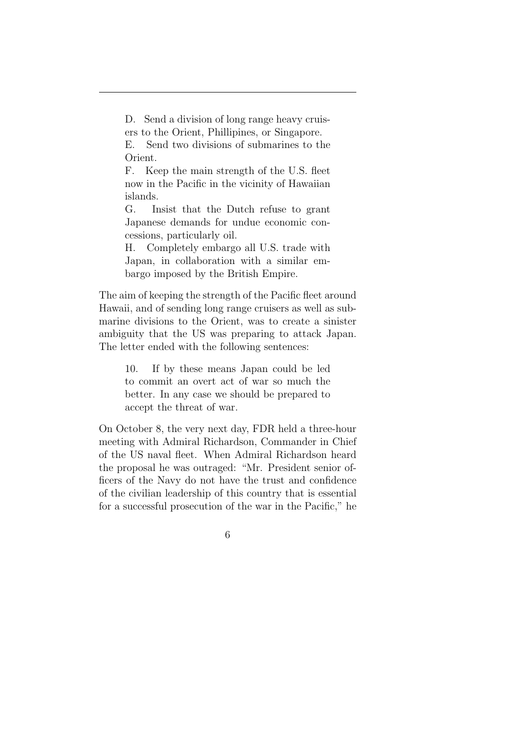> D. Send a division of long range heavy cruisers to the Orient, Phillipines, or Singapore.
>
> E. Send two divisions of submarines to the Orient.
>
> F. Keep the main strength of the U.S. fleet now in the Pacific in the vicinity of Hawaiian islands.
>
> G. Insist that the Dutch refuse to grant Japanese demands for undue economic concessions, particularly oil.
>
> H. Completely embargo all U.S. trade with Japan, in collaboration with a similar embargo imposed by the British Empire.

The aim of keeping the strength of the Pacific fleet around Hawaii, and of sending long range cruisers as well as submarine divisions to the Orient, was to create a sinister ambiguity that the US was preparing to attack Japan. The letter ended with the following sentences:

> 10. If by these means Japan could be led to commit an overt act of war so much the better. In any case we should be prepared to accept the threat of war.

On October 8, the very next day, FDR held a three-hour meeting with Admiral Richardson, Commander in Chief of the US naval fleet. When Admiral Richardson heard the proposal he was outraged: "Mr. President senior officers of the Navy do not have the trust and confidence of the civilian leadership of this country that is essential for a successful prosecution of the war in the Pacific," he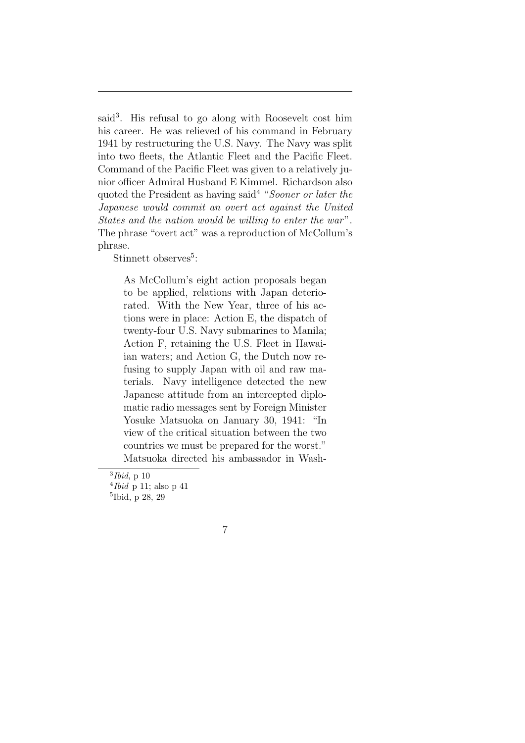said[3]. His refusal to go along with Roosevelt cost him his career. He was relieved of his command in February 1941 by restructuring the U.S. Navy. The Navy was split into two fleets, the Atlantic Fleet and the Pacific Fleet. Command of the Pacific Fleet was given to a relatively junior officer Admiral Husband E Kimmel. Richardson also quoted the President as having said[4] "*Sooner or later the Japanese would commit an overt act against the United States and the nation would be willing to enter the war*". The phrase "overt act" was a reproduction of McCollum's phrase.

Stinnett observes[5]:

> As McCollum's eight action proposals began to be applied, relations with Japan deteriorated. With the New Year, three of his actions were in place: Action E, the dispatch of twenty-four U.S. Navy submarines to Manila; Action F, retaining the U.S. Fleet in Hawaiian waters; and Action G, the Dutch now refusing to supply Japan with oil and raw materials. Navy intelligence detected the new Japanese attitude from an intercepted diplomatic radio messages sent by Foreign Minister Yosuke Matsuoka on January 30, 1941: "In view of the critical situation between the two countries we must be prepared for the worst." Matsuoka directed his ambassador in Wash-

---

[3] *Ibid*, p 10

[4] *Ibid* p 11; also p 41

[5] Ibid, p 28, 29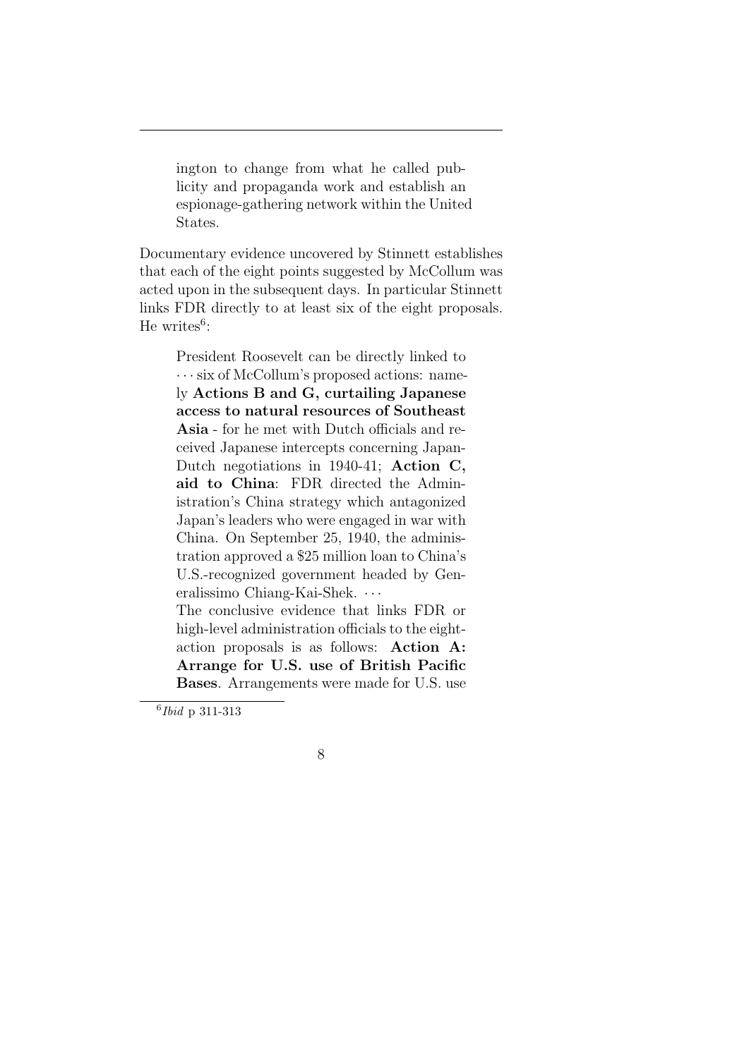> ington to change from what he called publicity and propaganda work and establish an espionage-gathering network within the United States.

Documentary evidence uncovered by Stinnett establishes that each of the eight points suggested by McCollum was acted upon in the subsequent days. In particular Stinnett links FDR directly to at least six of the eight proposals. He writes[6]:

> President Roosevelt can be directly linked to ··· six of McCollum's proposed actions: namely **Actions B and G, curtailing Japanese access to natural resources of Southeast Asia** - for he met with Dutch officials and received Japanese intercepts concerning Japan-Dutch negotiations in 1940-41; **Action C, aid to China**: FDR directed the Administration's China strategy which antagonized Japan's leaders who were engaged in war with China. On September 25, 1940, the administration approved a $25 million loan to China's U.S.-recognized government headed by Generalissimo Chiang-Kai-Shek. ···
>
> The conclusive evidence that links FDR or high-level administration officials to the eight-action proposals is as follows: **Action A: Arrange for U.S. use of British Pacific Bases**. Arrangements were made for U.S. use

[6] *Ibid* p 311-313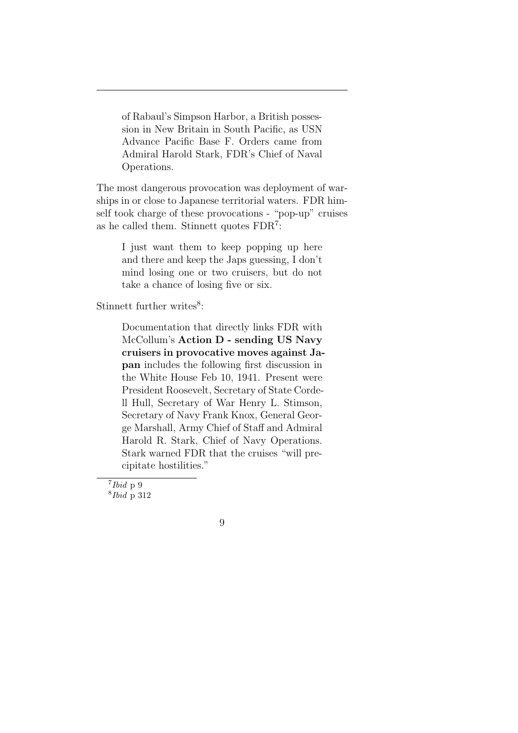> of Rabaul's Simpson Harbor, a British possession in New Britain in South Pacific, as USN Advance Pacific Base F. Orders came from Admiral Harold Stark, FDR's Chief of Naval Operations.

The most dangerous provocation was deployment of warships in or close to Japanese territorial waters. FDR himself took charge of these provocations - "pop-up" cruises as he called them. Stinnett quotes FDR[7]:

> I just want them to keep popping up here and there and keep the Japs guessing, I don't mind losing one or two cruisers, but do not take a chance of losing five or six.

Stinnett further writes[8]:

> Documentation that directly links FDR with McCollum's **Action D - sending US Navy cruisers in provocative moves against Japan** includes the following first discussion in the White House Feb 10, 1941. Present were President Roosevelt, Secretary of State Cordell Hull, Secretary of War Henry L. Stimson, Secretary of Navy Frank Knox, General George Marshall, Army Chief of Staff and Admiral Harold R. Stark, Chief of Navy Operations. Stark warned FDR that the cruises "will precipitate hostilities."

[7] *Ibid* p 9

[8] *Ibid* p 312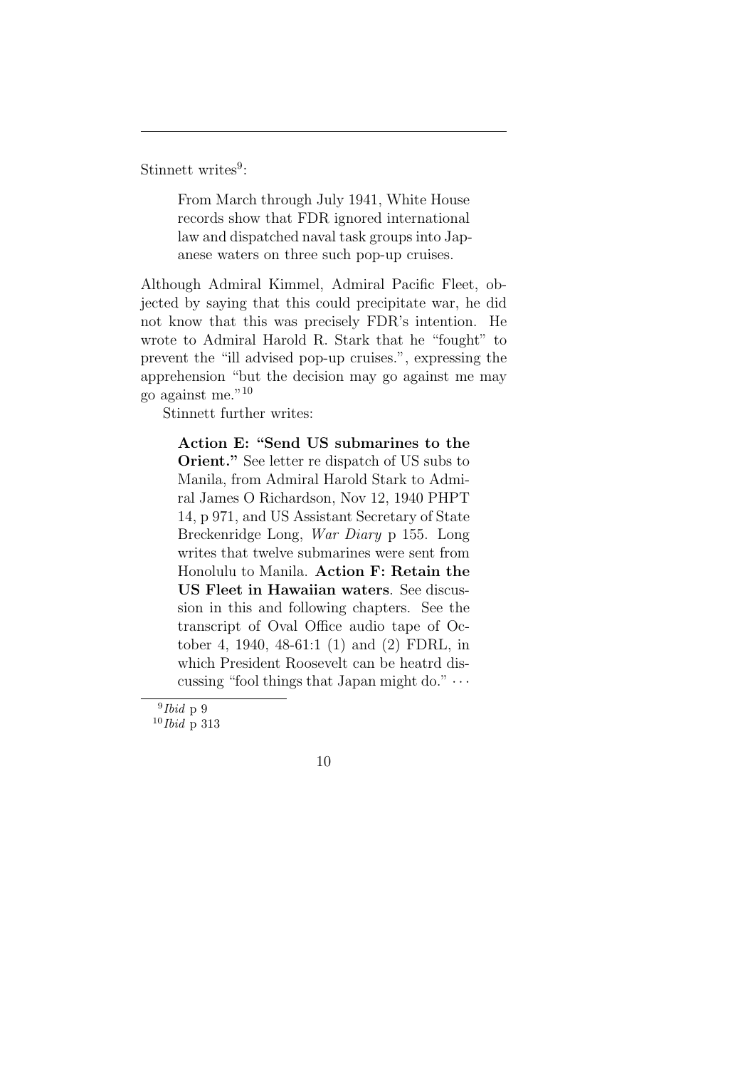Stinnett writes[9]:

> From March through July 1941, White House records show that FDR ignored international law and dispatched naval task groups into Japanese waters on three such pop-up cruises.

Although Admiral Kimmel, Admiral Pacific Fleet, objected by saying that this could precipitate war, he did not know that this was precisely FDR's intention. He wrote to Admiral Harold R. Stark that he "fought" to prevent the "ill advised pop-up cruises.", expressing the apprehension "but the decision may go against me may go against me."[10]

Stinnett further writes:

> **Action E: "Send US submarines to the Orient."** See letter re dispatch of US subs to Manila, from Admiral Harold Stark to Admiral James O Richardson, Nov 12, 1940 PHPT 14, p 971, and US Assistant Secretary of State Breckenridge Long, *War Diary* p 155. Long writes that twelve submarines were sent from Honolulu to Manila. **Action F: Retain the US Fleet in Hawaiian waters**. See discussion in this and following chapters. See the transcript of Oval Office audio tape of October 4, 1940, 48-61:1 (1) and (2) FDRL, in which President Roosevelt can be heatrd discussing "fool things that Japan might do." ⋯

[9] *Ibid* p 9

[10] *Ibid* p 313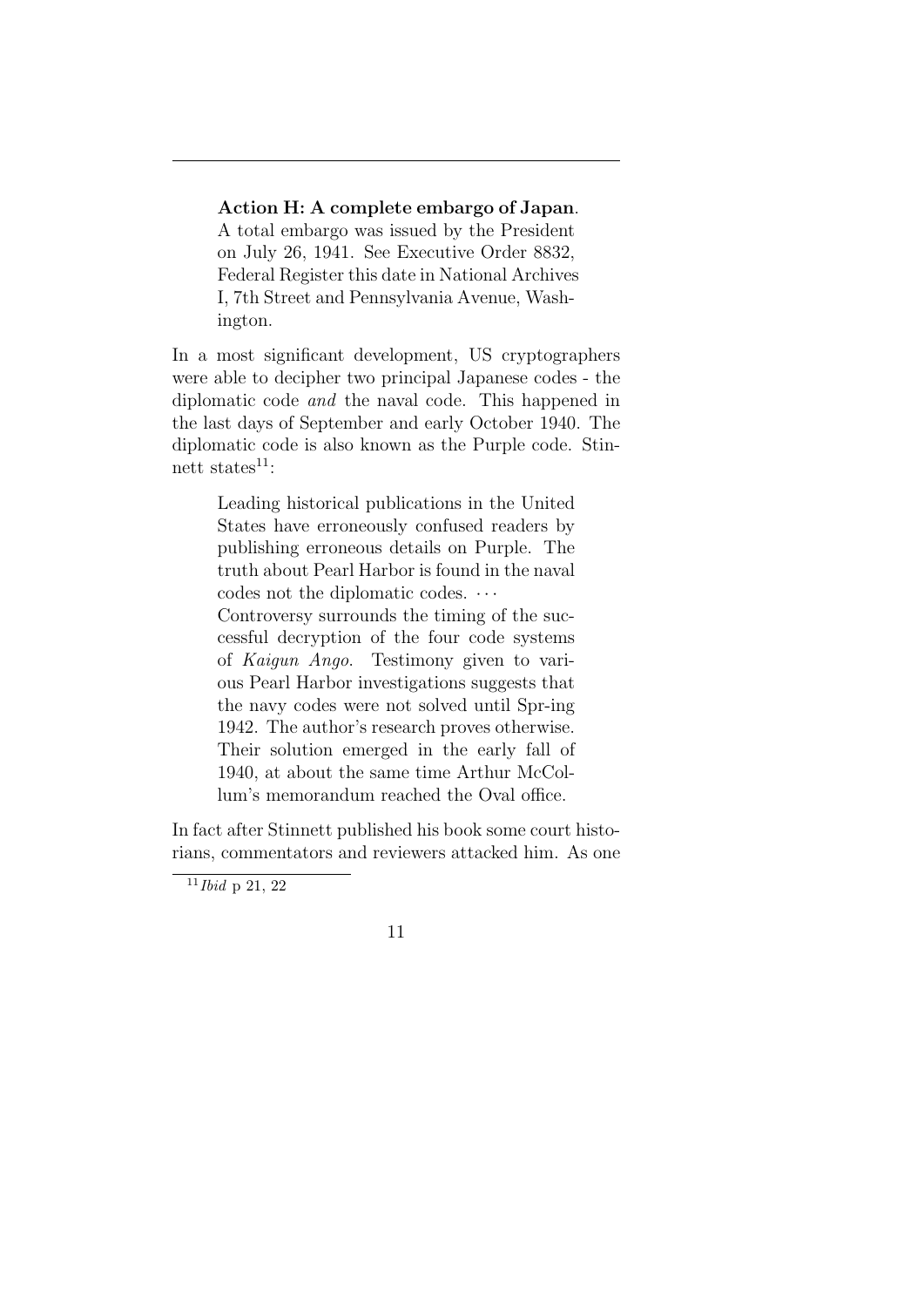> **Action H: A complete embargo of Japan**. A total embargo was issued by the President on July 26, 1941. See Executive Order 8832, Federal Register this date in National Archives I, 7th Street and Pennsylvania Avenue, Washington.

In a most significant development, US cryptographers were able to decipher two principal Japanese codes - the diplomatic code *and* the naval code. This happened in the last days of September and early October 1940. The diplomatic code is also known as the Purple code. Stinnett states[11]:

> Leading historical publications in the United States have erroneously confused readers by publishing erroneous details on Purple. The truth about Pearl Harbor is found in the naval codes not the diplomatic codes. ⋯
> Controversy surrounds the timing of the successful decryption of the four code systems of *Kaigun Ango*. Testimony given to various Pearl Harbor investigations suggests that the navy codes were not solved until Spr-ing 1942. The author's research proves otherwise. Their solution emerged in the early fall of 1940, at about the same time Arthur McCollum's memorandum reached the Oval office.

In fact after Stinnett published his book some court historians, commentators and reviewers attacked him. As one

[11] *Ibid* p 21, 22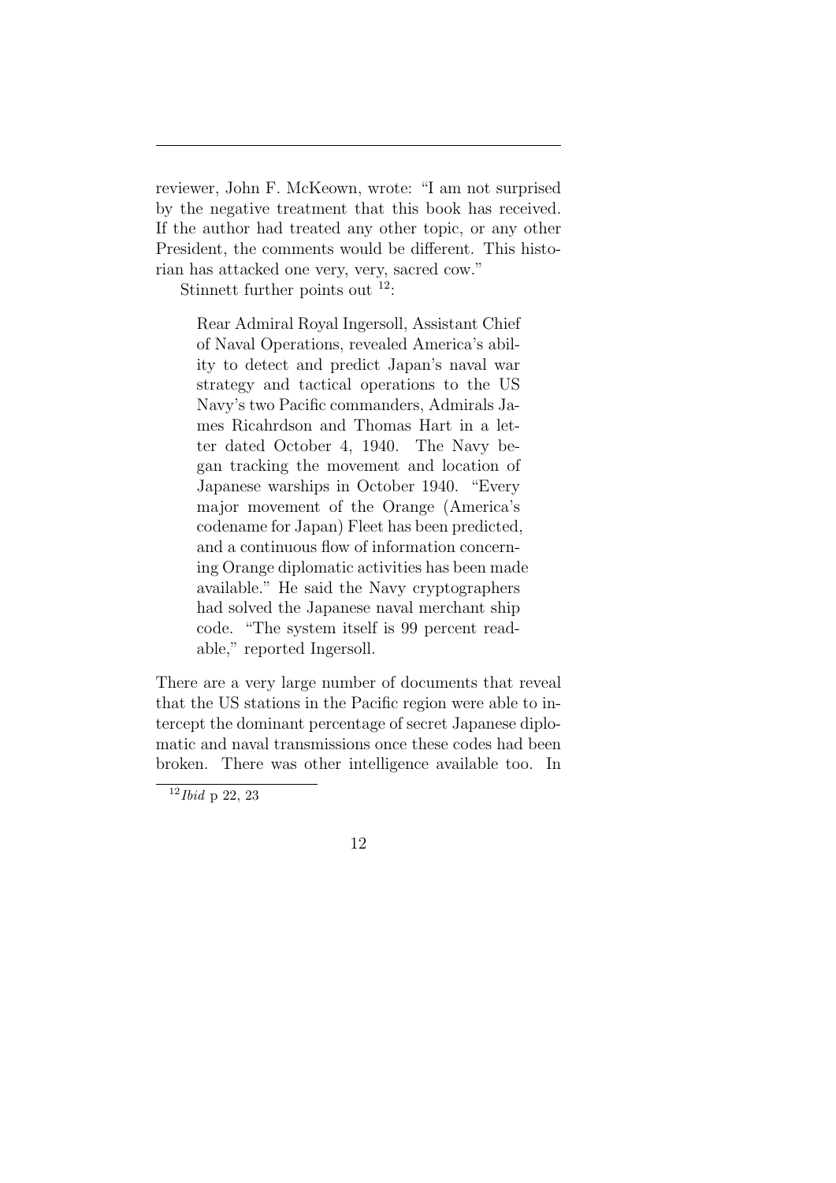reviewer, John F. McKeown, wrote: "I am not surprised by the negative treatment that this book has received. If the author had treated any other topic, or any other President, the comments would be different. This historian has attacked one very, very, sacred cow."

Stinnett further points out [12]:

> Rear Admiral Royal Ingersoll, Assistant Chief of Naval Operations, revealed America's ability to detect and predict Japan's naval war strategy and tactical operations to the US Navy's two Pacific commanders, Admirals James Ricahrdson and Thomas Hart in a letter dated October 4, 1940. The Navy began tracking the movement and location of Japanese warships in October 1940. "Every major movement of the Orange (America's codename for Japan) Fleet has been predicted, and a continuous flow of information concerning Orange diplomatic activities has been made available." He said the Navy cryptographers had solved the Japanese naval merchant ship code. "The system itself is 99 percent readable," reported Ingersoll.

There are a very large number of documents that reveal that the US stations in the Pacific region were able to intercept the dominant percentage of secret Japanese diplomatic and naval transmissions once these codes had been broken. There was other intelligence available too. In

[12] *Ibid* p 22, 23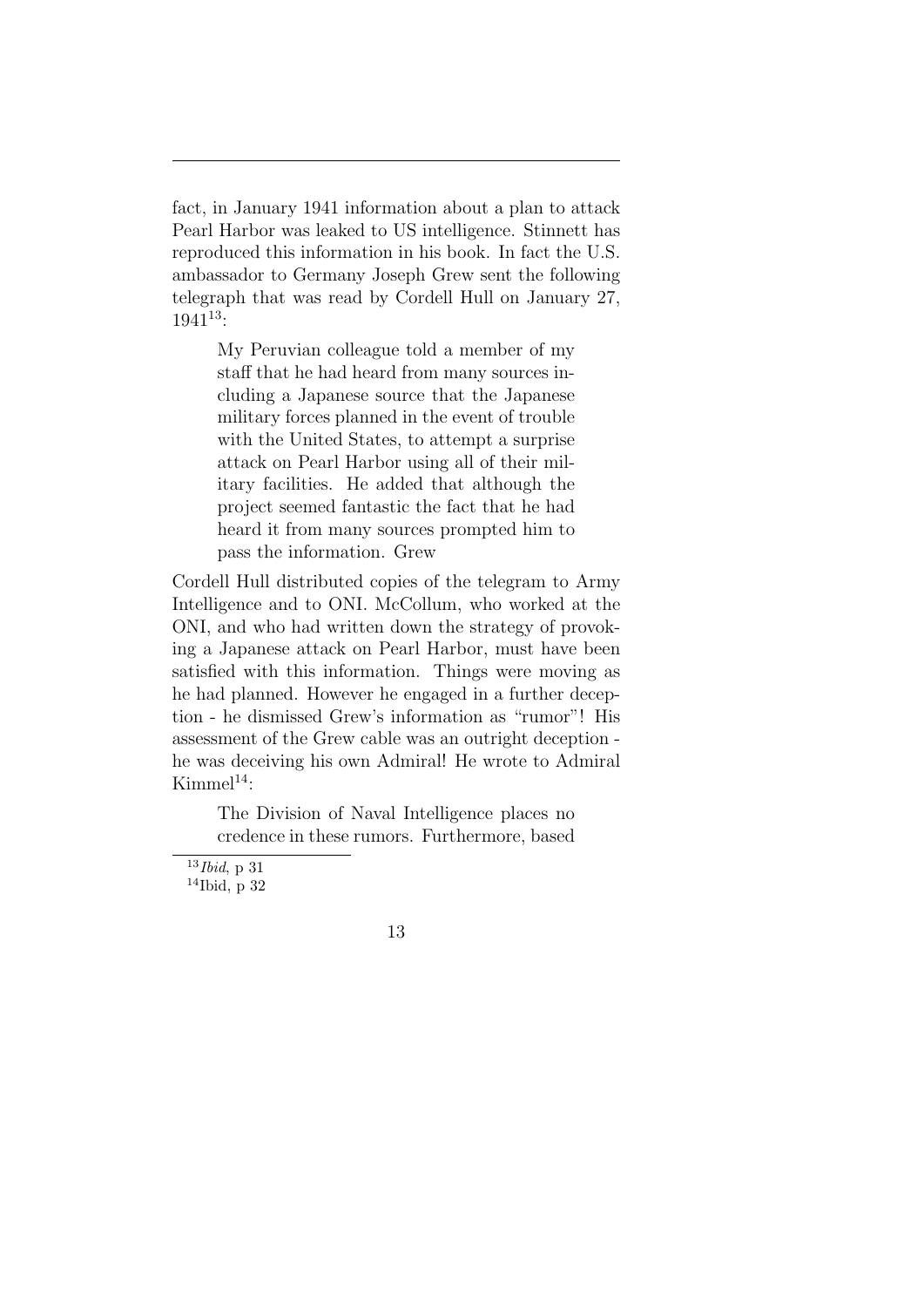fact, in January 1941 information about a plan to attack Pearl Harbor was leaked to US intelligence. Stinnett has reproduced this information in his book. In fact the U.S. ambassador to Germany Joseph Grew sent the following telegraph that was read by Cordell Hull on January 27, 1941[13]:

> My Peruvian colleague told a member of my staff that he had heard from many sources including a Japanese source that the Japanese military forces planned in the event of trouble with the United States, to attempt a surprise attack on Pearl Harbor using all of their military facilities. He added that although the project seemed fantastic the fact that he had heard it from many sources prompted him to pass the information. Grew

Cordell Hull distributed copies of the telegram to Army Intelligence and to ONI. McCollum, who worked at the ONI, and who had written down the strategy of provoking a Japanese attack on Pearl Harbor, must have been satisfied with this information. Things were moving as he had planned. However he engaged in a further deception - he dismissed Grew's information as "rumor"! His assessment of the Grew cable was an outright deception - he was deceiving his own Admiral! He wrote to Admiral Kimmel[14]:

> The Division of Naval Intelligence places no credence in these rumors. Furthermore, based

[13] *Ibid*, p 31

[14] Ibid, p 32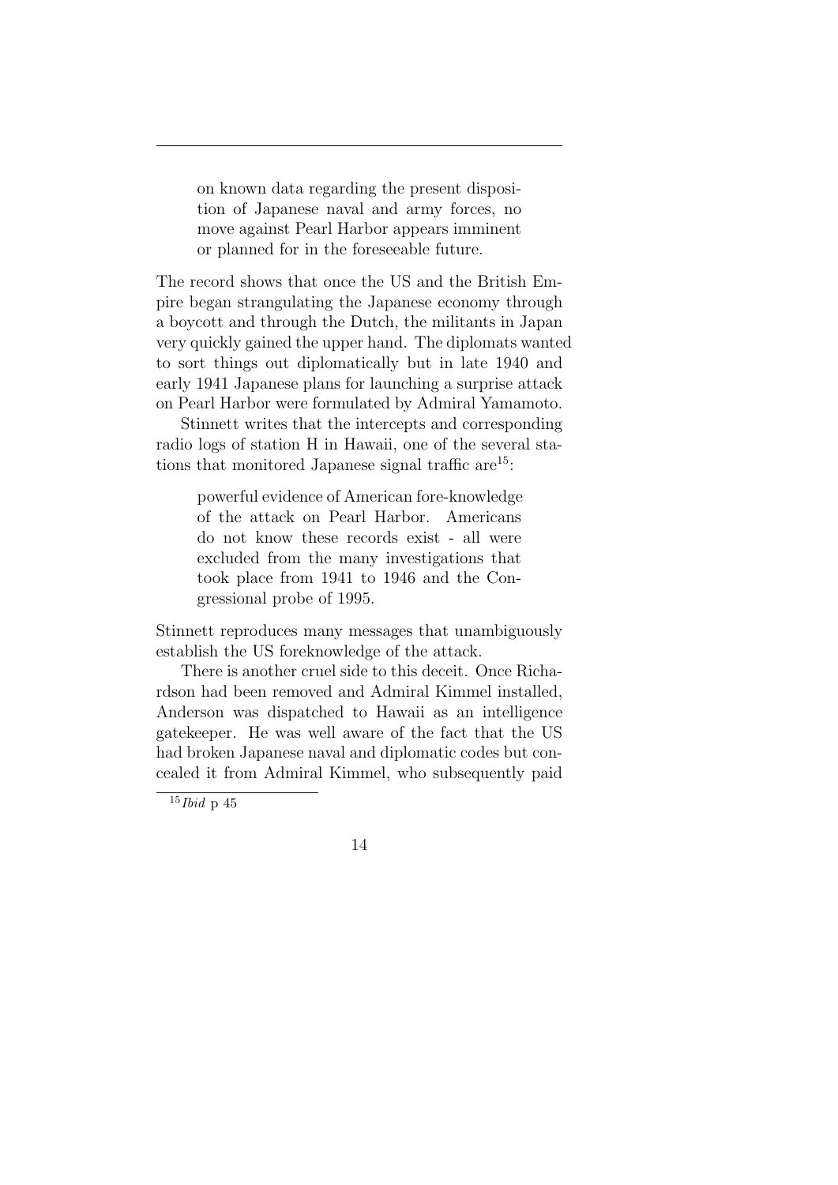> on known data regarding the present disposition of Japanese naval and army forces, no move against Pearl Harbor appears imminent or planned for in the foreseeable future.

The record shows that once the US and the British Empire began strangulating the Japanese economy through a boycott and through the Dutch, the militants in Japan very quickly gained the upper hand. The diplomats wanted to sort things out diplomatically but in late 1940 and early 1941 Japanese plans for launching a surprise attack on Pearl Harbor were formulated by Admiral Yamamoto.

Stinnett writes that the intercepts and corresponding radio logs of station H in Hawaii, one of the several stations that monitored Japanese signal traffic are[15]:

> powerful evidence of American fore-knowledge of the attack on Pearl Harbor. Americans do not know these records exist - all were excluded from the many investigations that took place from 1941 to 1946 and the Congressional probe of 1995.

Stinnett reproduces many messages that unambiguously establish the US foreknowledge of the attack.

There is another cruel side to this deceit. Once Richardson had been removed and Admiral Kimmel installed, Anderson was dispatched to Hawaii as an intelligence gatekeeper. He was well aware of the fact that the US had broken Japanese naval and diplomatic codes but concealed it from Admiral Kimmel, who subsequently paid

---

[15] *Ibid* p 45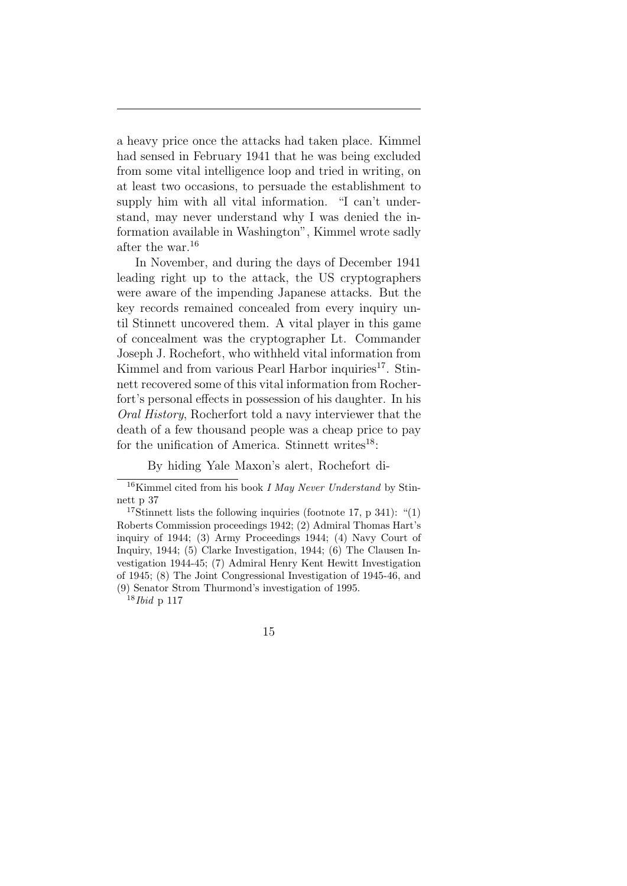a heavy price once the attacks had taken place. Kimmel had sensed in February 1941 that he was being excluded from some vital intelligence loop and tried in writing, on at least two occasions, to persuade the establishment to supply him with all vital information. "I can't understand, may never understand why I was denied the information available in Washington", Kimmel wrote sadly after the war.[16]

In November, and during the days of December 1941 leading right up to the attack, the US cryptographers were aware of the impending Japanese attacks. But the key records remained concealed from every inquiry until Stinnett uncovered them. A vital player in this game of concealment was the cryptographer Lt. Commander Joseph J. Rochefort, who withheld vital information from Kimmel and from various Pearl Harbor inquiries[17]. Stinnett recovered some of this vital information from Rocherfort's personal effects in possession of his daughter. In his *Oral History*, Rocherfort told a navy interviewer that the death of a few thousand people was a cheap price to pay for the unification of America. Stinnett writes[18]:

By hiding Yale Maxon's alert, Rochefort di-

---

[16] Kimmel cited from his book *I May Never Understand* by Stinnett p 37

[17] Stinnett lists the following inquiries (footnote 17, p 341): "(1) Roberts Commission proceedings 1942; (2) Admiral Thomas Hart's inquiry of 1944; (3) Army Proceedings 1944; (4) Navy Court of Inquiry, 1944; (5) Clarke Investigation, 1944; (6) The Clausen Investigation 1944-45; (7) Admiral Henry Kent Hewitt Investigation of 1945; (8) The Joint Congressional Investigation of 1945-46, and (9) Senator Strom Thurmond's investigation of 1995.

[18] *Ibid* p 117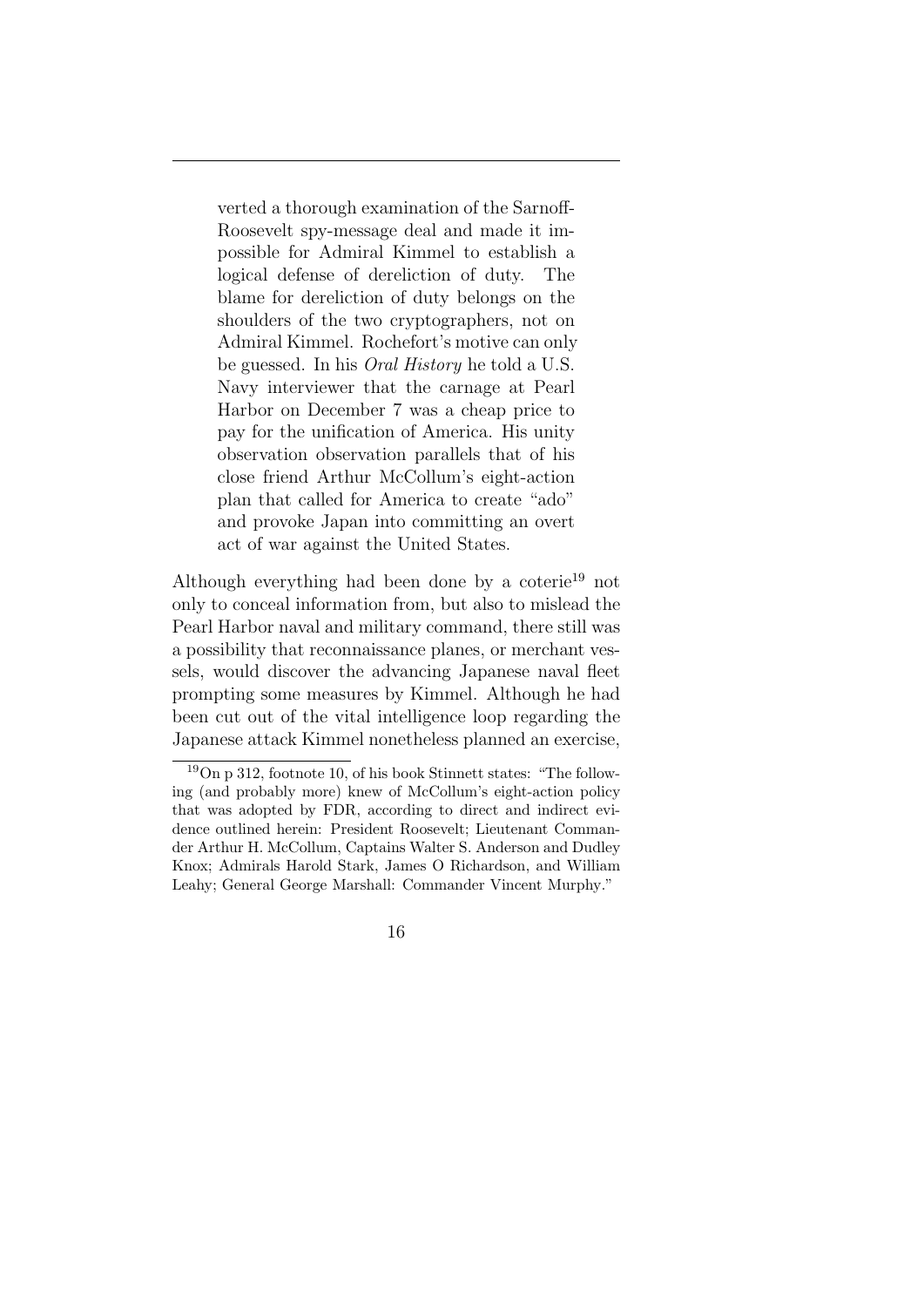> verted a thorough examination of the Sarnoff-Roosevelt spy-message deal and made it impossible for Admiral Kimmel to establish a logical defense of dereliction of duty. The blame for dereliction of duty belongs on the shoulders of the two cryptographers, not on Admiral Kimmel. Rochefort's motive can only be guessed. In his *Oral History* he told a U.S. Navy interviewer that the carnage at Pearl Harbor on December 7 was a cheap price to pay for the unification of America. His unity observation observation parallels that of his close friend Arthur McCollum's eight-action plan that called for America to create "ado" and provoke Japan into committing an overt act of war against the United States.

Although everything had been done by a coterie[19] not only to conceal information from, but also to mislead the Pearl Harbor naval and military command, there still was a possibility that reconnaissance planes, or merchant vessels, would discover the advancing Japanese naval fleet prompting some measures by Kimmel. Although he had been cut out of the vital intelligence loop regarding the Japanese attack Kimmel nonetheless planned an exercise,

[19] On p 312, footnote 10, of his book Stinnett states: "The following (and probably more) knew of McCollum's eight-action policy that was adopted by FDR, according to direct and indirect evidence outlined herein: President Roosevelt; Lieutenant Commander Arthur H. McCollum, Captains Walter S. Anderson and Dudley Knox; Admirals Harold Stark, James O Richardson, and William Leahy; General George Marshall: Commander Vincent Murphy."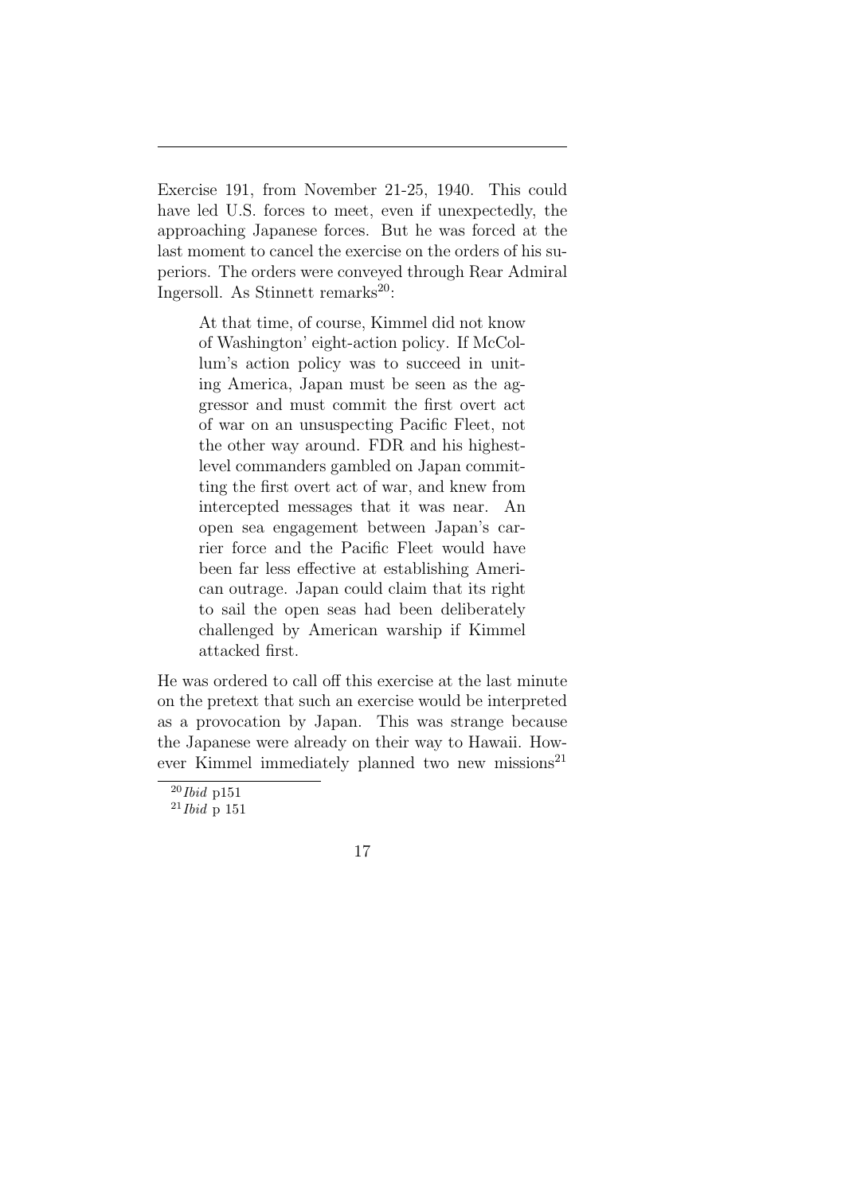Exercise 191, from November 21-25, 1940. This could have led U.S. forces to meet, even if unexpectedly, the approaching Japanese forces. But he was forced at the last moment to cancel the exercise on the orders of his superiors. The orders were conveyed through Rear Admiral Ingersoll. As Stinnett remarks[20]:

> At that time, of course, Kimmel did not know of Washington' eight-action policy. If McCollum's action policy was to succeed in uniting America, Japan must be seen as the aggressor and must commit the first overt act of war on an unsuspecting Pacific Fleet, not the other way around. FDR and his highest-level commanders gambled on Japan committing the first overt act of war, and knew from intercepted messages that it was near. An open sea engagement between Japan's carrier force and the Pacific Fleet would have been far less effective at establishing American outrage. Japan could claim that its right to sail the open seas had been deliberately challenged by American warship if Kimmel attacked first.

He was ordered to call off this exercise at the last minute on the pretext that such an exercise would be interpreted as a provocation by Japan. This was strange because the Japanese were already on their way to Hawaii. However Kimmel immediately planned two new missions[21]

[20] *Ibid* p151

[21] *Ibid* p 151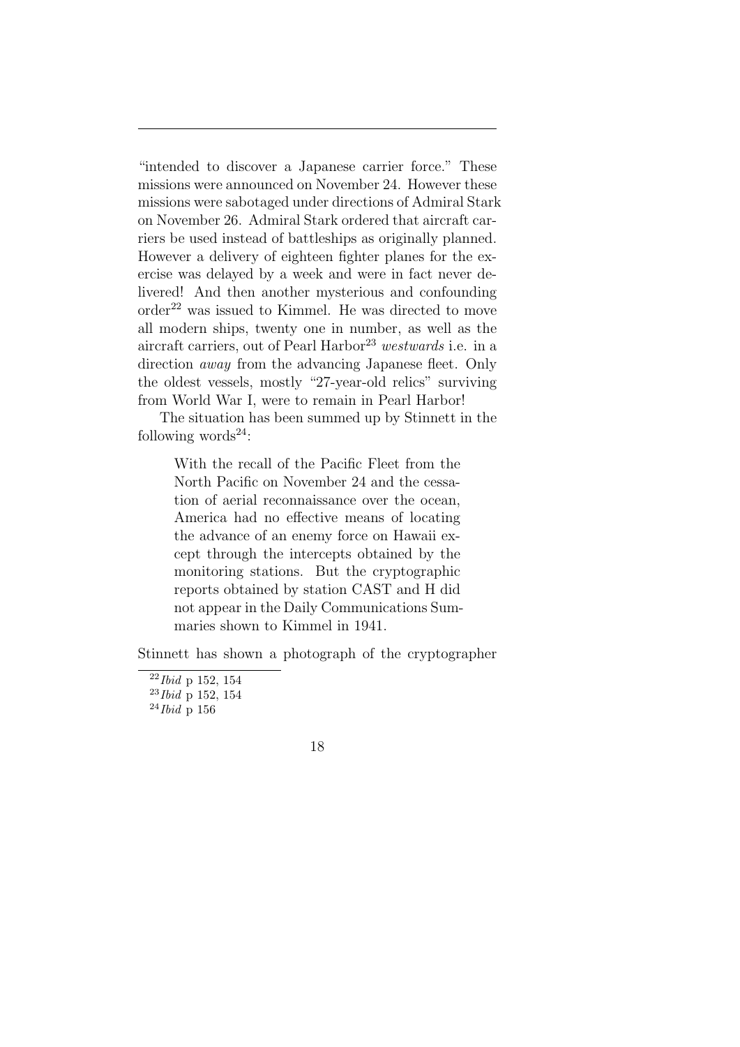"intended to discover a Japanese carrier force." These missions were announced on November 24. However these missions were sabotaged under directions of Admiral Stark on November 26. Admiral Stark ordered that aircraft carriers be used instead of battleships as originally planned. However a delivery of eighteen fighter planes for the exercise was delayed by a week and were in fact never delivered! And then another mysterious and confounding order[22] was issued to Kimmel. He was directed to move all modern ships, twenty one in number, as well as the aircraft carriers, out of Pearl Harbor[23] *westwards* i.e. in a direction *away* from the advancing Japanese fleet. Only the oldest vessels, mostly "27-year-old relics" surviving from World War I, were to remain in Pearl Harbor!

The situation has been summed up by Stinnett in the following words[24]:

> With the recall of the Pacific Fleet from the North Pacific on November 24 and the cessation of aerial reconnaissance over the ocean, America had no effective means of locating the advance of an enemy force on Hawaii except through the intercepts obtained by the monitoring stations. But the cryptographic reports obtained by station CAST and H did not appear in the Daily Communications Summaries shown to Kimmel in 1941.

Stinnett has shown a photograph of the cryptographer

---

[22] *Ibid* p 152, 154

[23] *Ibid* p 152, 154

[24] *Ibid* p 156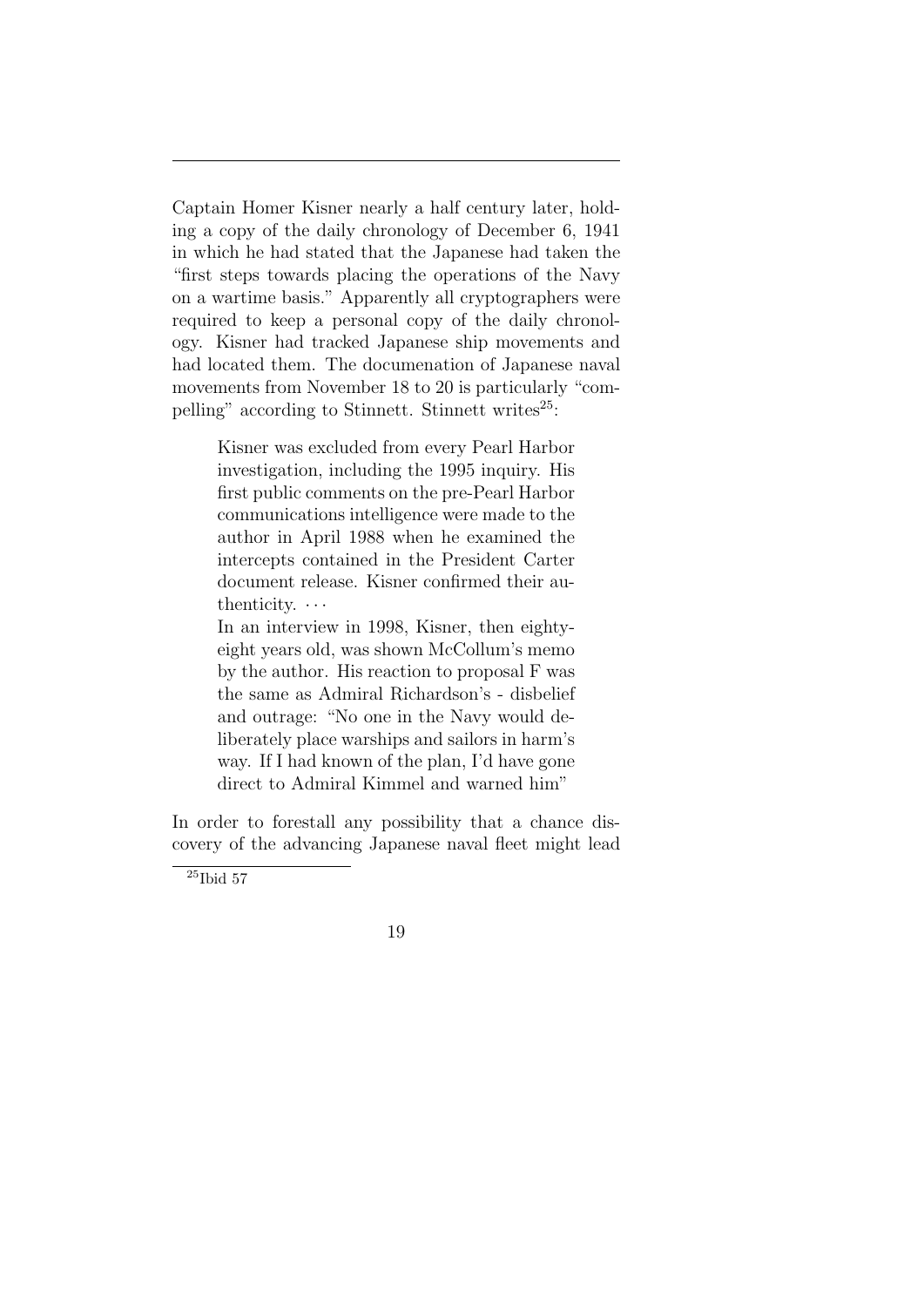Captain Homer Kisner nearly a half century later, holding a copy of the daily chronology of December 6, 1941 in which he had stated that the Japanese had taken the "first steps towards placing the operations of the Navy on a wartime basis." Apparently all cryptographers were required to keep a personal copy of the daily chronology. Kisner had tracked Japanese ship movements and had located them. The documenation of Japanese naval movements from November 18 to 20 is particularly "compelling" according to Stinnett. Stinnett writes[25]:

> Kisner was excluded from every Pearl Harbor investigation, including the 1995 inquiry. His first public comments on the pre-Pearl Harbor communications intelligence were made to the author in April 1988 when he examined the intercepts contained in the President Carter document release. Kisner confirmed their authenticity. $\cdots$
>
> In an interview in 1998, Kisner, then eighty-eight years old, was shown McCollum's memo by the author. His reaction to proposal F was the same as Admiral Richardson's - disbelief and outrage: "No one in the Navy would deliberately place warships and sailors in harm's way. If I had known of the plan, I'd have gone direct to Admiral Kimmel and warned him"

In order to forestall any possibility that a chance discovery of the advancing Japanese naval fleet might lead

[25] Ibid 57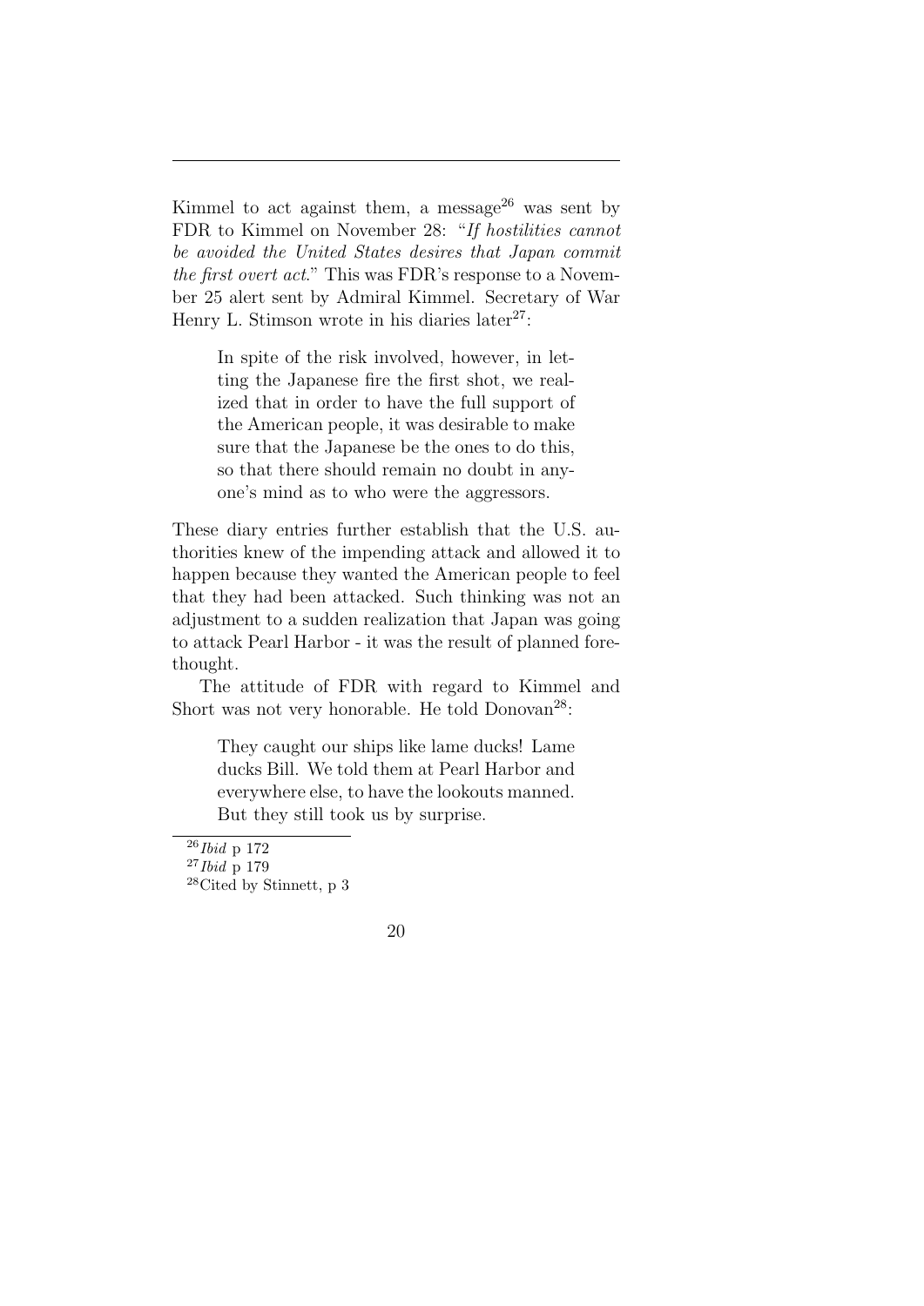Kimmel to act against them, a message[26] was sent by FDR to Kimmel on November 28: "*If hostilities cannot be avoided the United States desires that Japan commit the first overt act*." This was FDR's response to a November 25 alert sent by Admiral Kimmel. Secretary of War Henry L. Stimson wrote in his diaries later[27]:

> In spite of the risk involved, however, in letting the Japanese fire the first shot, we realized that in order to have the full support of the American people, it was desirable to make sure that the Japanese be the ones to do this, so that there should remain no doubt in anyone's mind as to who were the aggressors.

These diary entries further establish that the U.S. authorities knew of the impending attack and allowed it to happen because they wanted the American people to feel that they had been attacked. Such thinking was not an adjustment to a sudden realization that Japan was going to attack Pearl Harbor - it was the result of planned forethought.

The attitude of FDR with regard to Kimmel and Short was not very honorable. He told Donovan[28]:

> They caught our ships like lame ducks! Lame ducks Bill. We told them at Pearl Harbor and everywhere else, to have the lookouts manned. But they still took us by surprise.

---

[26] *Ibid* p 172

[27] *Ibid* p 179

[28] Cited by Stinnett, p 3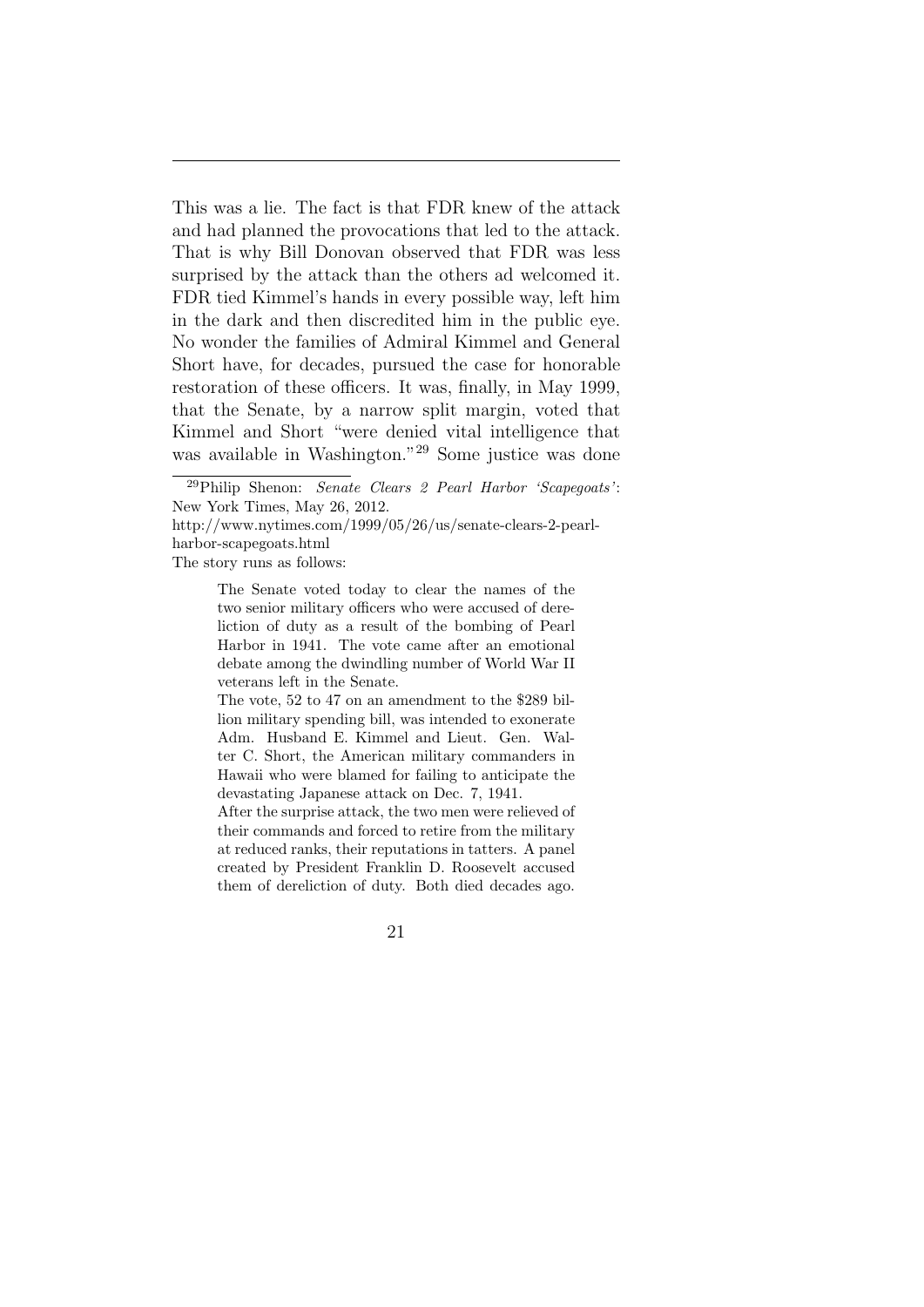This was a lie. The fact is that FDR knew of the attack and had planned the provocations that led to the attack. That is why Bill Donovan observed that FDR was less surprised by the attack than the others ad welcomed it. FDR tied Kimmel's hands in every possible way, left him in the dark and then discredited him in the public eye. No wonder the families of Admiral Kimmel and General Short have, for decades, pursued the case for honorable restoration of these officers. It was, finally, in May 1999, that the Senate, by a narrow split margin, voted that Kimmel and Short "were denied vital intelligence that was available in Washington."[29] Some justice was done

---

[29] Philip Shenon: *Senate Clears 2 Pearl Harbor 'Scapegoats'*: New York Times, May 26, 2012.
http://www.nytimes.com/1999/05/26/us/senate-clears-2-pearl-harbor-scapegoats.html
The story runs as follows:

> The Senate voted today to clear the names of the two senior military officers who were accused of dereliction of duty as a result of the bombing of Pearl Harbor in 1941. The vote came after an emotional debate among the dwindling number of World War II veterans left in the Senate.
>
> The vote, 52 to 47 on an amendment to the $289 billion military spending bill, was intended to exonerate Adm. Husband E. Kimmel and Lieut. Gen. Walter C. Short, the American military commanders in Hawaii who were blamed for failing to anticipate the devastating Japanese attack on Dec. 7, 1941.
>
> After the surprise attack, the two men were relieved of their commands and forced to retire from the military at reduced ranks, their reputations in tatters. A panel created by President Franklin D. Roosevelt accused them of dereliction of duty. Both died decades ago.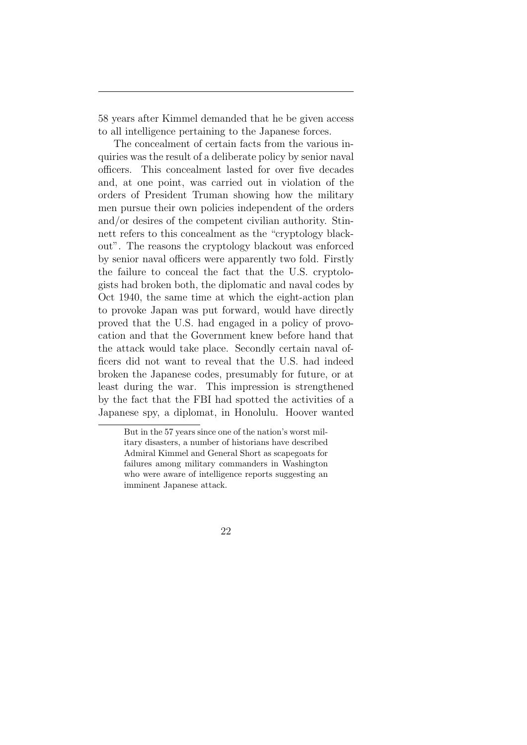58 years after Kimmel demanded that he be given access to all intelligence pertaining to the Japanese forces.

The concealment of certain facts from the various inquiries was the result of a deliberate policy by senior naval officers. This concealment lasted for over five decades and, at one point, was carried out in violation of the orders of President Truman showing how the military men pursue their own policies independent of the orders and/or desires of the competent civilian authority. Stinnett refers to this concealment as the "cryptology blackout". The reasons the cryptology blackout was enforced by senior naval officers were apparently two fold. Firstly the failure to conceal the fact that the U.S. cryptologists had broken both, the diplomatic and naval codes by Oct 1940, the same time at which the eight-action plan to provoke Japan was put forward, would have directly proved that the U.S. had engaged in a policy of provocation and that the Government knew before hand that the attack would take place. Secondly certain naval officers did not want to reveal that the U.S. had indeed broken the Japanese codes, presumably for future, or at least during the war. This impression is strengthened by the fact that the FBI had spotted the activities of a Japanese spy, a diplomat, in Honolulu. Hoover wanted

But in the 57 years since one of the nation's worst military disasters, a number of historians have described Admiral Kimmel and General Short as scapegoats for failures among military commanders in Washington who were aware of intelligence reports suggesting an imminent Japanese attack.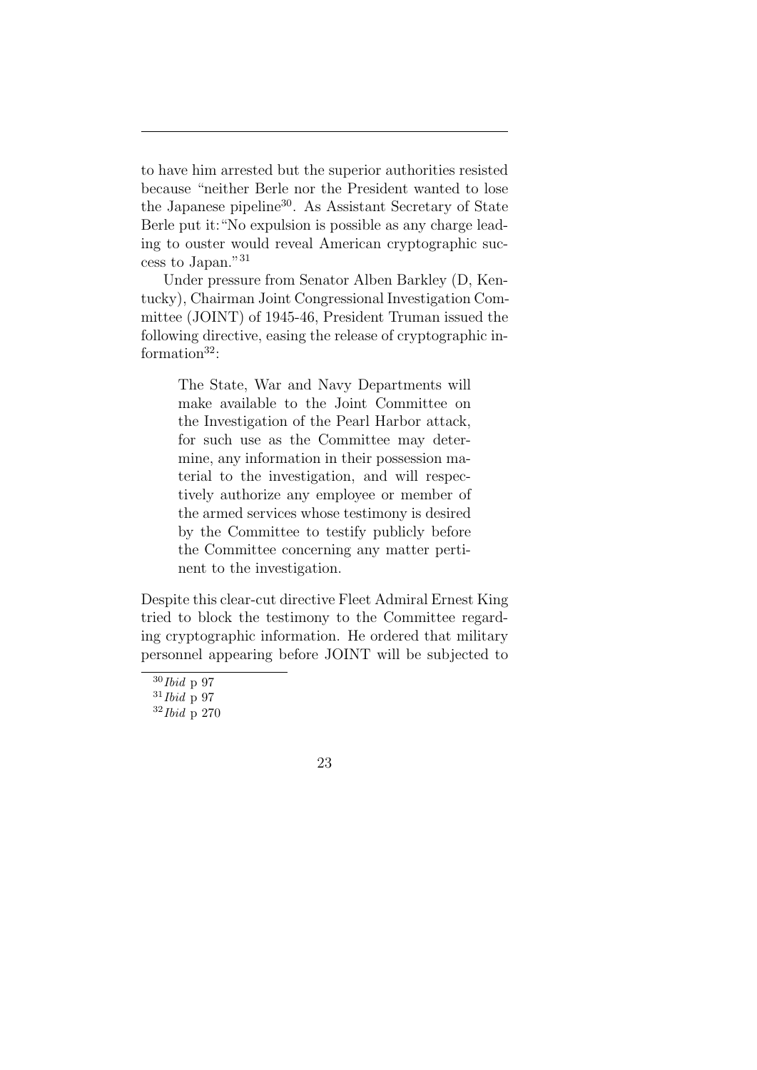to have him arrested but the superior authorities resisted because "neither Berle nor the President wanted to lose the Japanese pipeline[30]. As Assistant Secretary of State Berle put it: "No expulsion is possible as any charge leading to ouster would reveal American cryptographic success to Japan."[31]

Under pressure from Senator Alben Barkley (D, Kentucky), Chairman Joint Congressional Investigation Committee (JOINT) of 1945-46, President Truman issued the following directive, easing the release of cryptographic information[32]:

> The State, War and Navy Departments will make available to the Joint Committee on the Investigation of the Pearl Harbor attack, for such use as the Committee may determine, any information in their possession material to the investigation, and will respectively authorize any employee or member of the armed services whose testimony is desired by the Committee to testify publicly before the Committee concerning any matter pertinent to the investigation.

Despite this clear-cut directive Fleet Admiral Ernest King tried to block the testimony to the Committee regarding cryptographic information. He ordered that military personnel appearing before JOINT will be subjected to

---

[30] *Ibid* p 97

[31] *Ibid* p 97

[32] *Ibid* p 270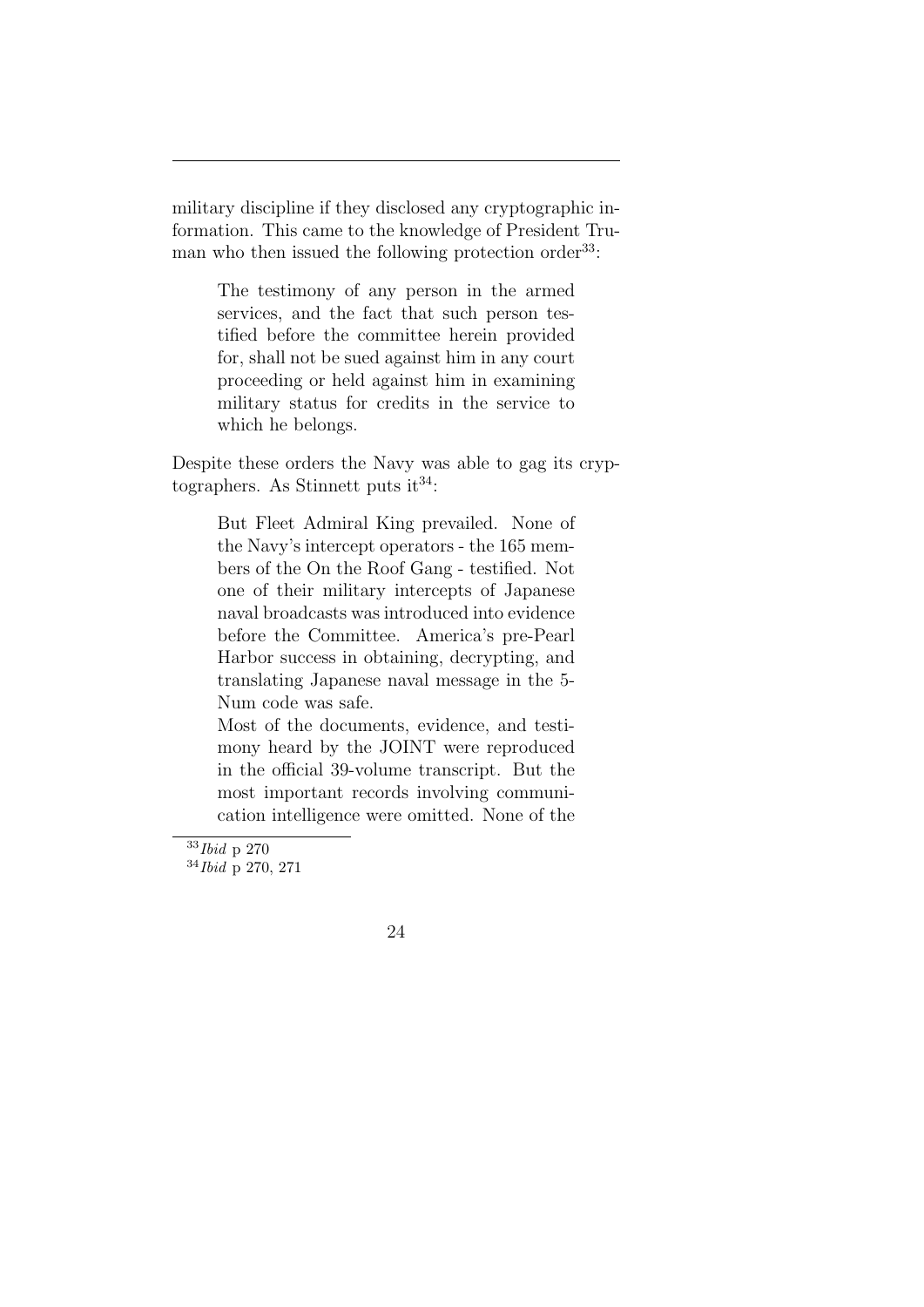military discipline if they disclosed any cryptographic information. This came to the knowledge of President Truman who then issued the following protection order[33]:

> The testimony of any person in the armed services, and the fact that such person testified before the committee herein provided for, shall not be sued against him in any court proceeding or held against him in examining military status for credits in the service to which he belongs.

Despite these orders the Navy was able to gag its cryptographers. As Stinnett puts it[34]:

> But Fleet Admiral King prevailed. None of the Navy's intercept operators - the 165 members of the On the Roof Gang - testified. Not one of their military intercepts of Japanese naval broadcasts was introduced into evidence before the Committee. America's pre-Pearl Harbor success in obtaining, decrypting, and translating Japanese naval message in the 5-Num code was safe.
>
> Most of the documents, evidence, and testimony heard by the JOINT were reproduced in the official 39-volume transcript. But the most important records involving communication intelligence were omitted. None of the

[33] *Ibid* p 270

[34] *Ibid* p 270, 271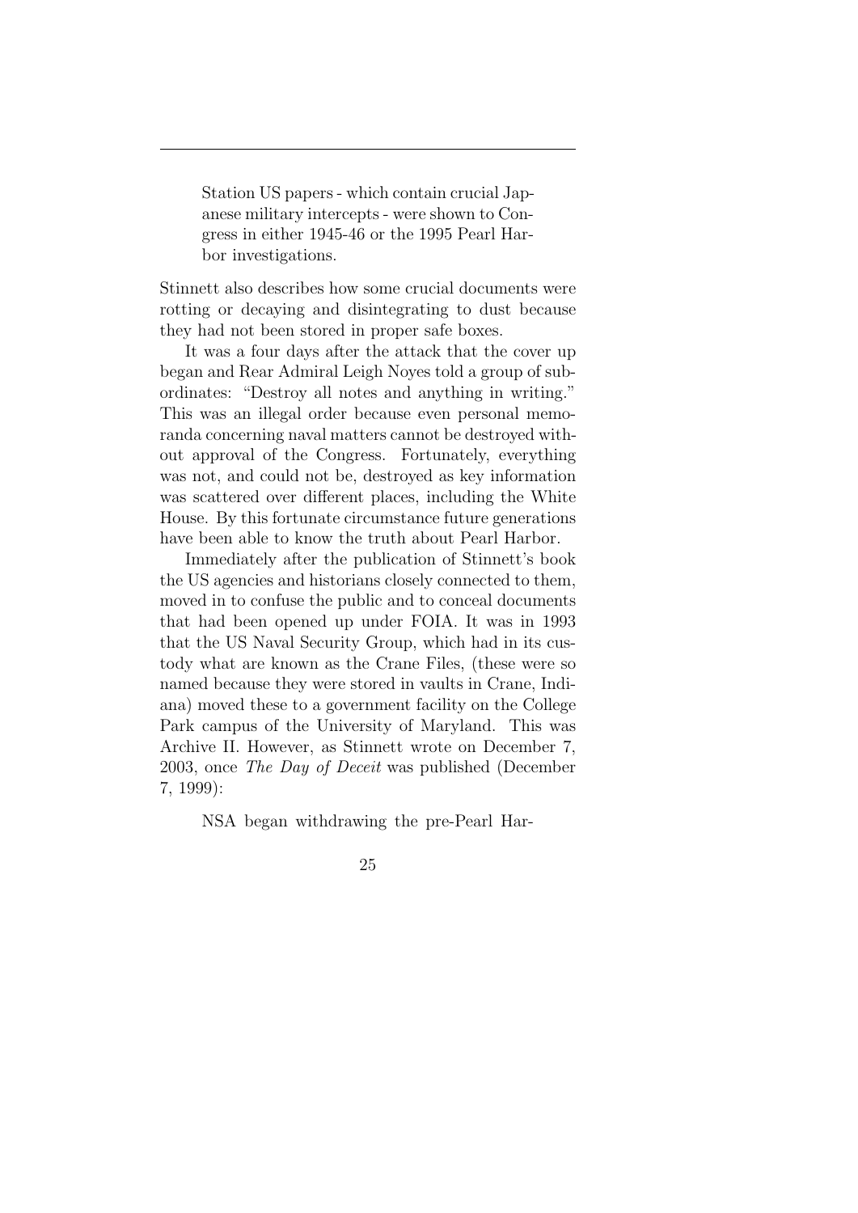Station US papers - which contain crucial Japanese military intercepts - were shown to Congress in either 1945-46 or the 1995 Pearl Harbor investigations.

Stinnett also describes how some crucial documents were rotting or decaying and disintegrating to dust because they had not been stored in proper safe boxes.

It was a four days after the attack that the cover up began and Rear Admiral Leigh Noyes told a group of subordinates: "Destroy all notes and anything in writing." This was an illegal order because even personal memoranda concerning naval matters cannot be destroyed without approval of the Congress. Fortunately, everything was not, and could not be, destroyed as key information was scattered over different places, including the White House. By this fortunate circumstance future generations have been able to know the truth about Pearl Harbor.

Immediately after the publication of Stinnett's book the US agencies and historians closely connected to them, moved in to confuse the public and to conceal documents that had been opened up under FOIA. It was in 1993 that the US Naval Security Group, which had in its custody what are known as the Crane Files, (these were so named because they were stored in vaults in Crane, Indiana) moved these to a government facility on the College Park campus of the University of Maryland. This was Archive II. However, as Stinnett wrote on December 7, 2003, once *The Day of Deceit* was published (December 7, 1999):

NSA began withdrawing the pre-Pearl Har-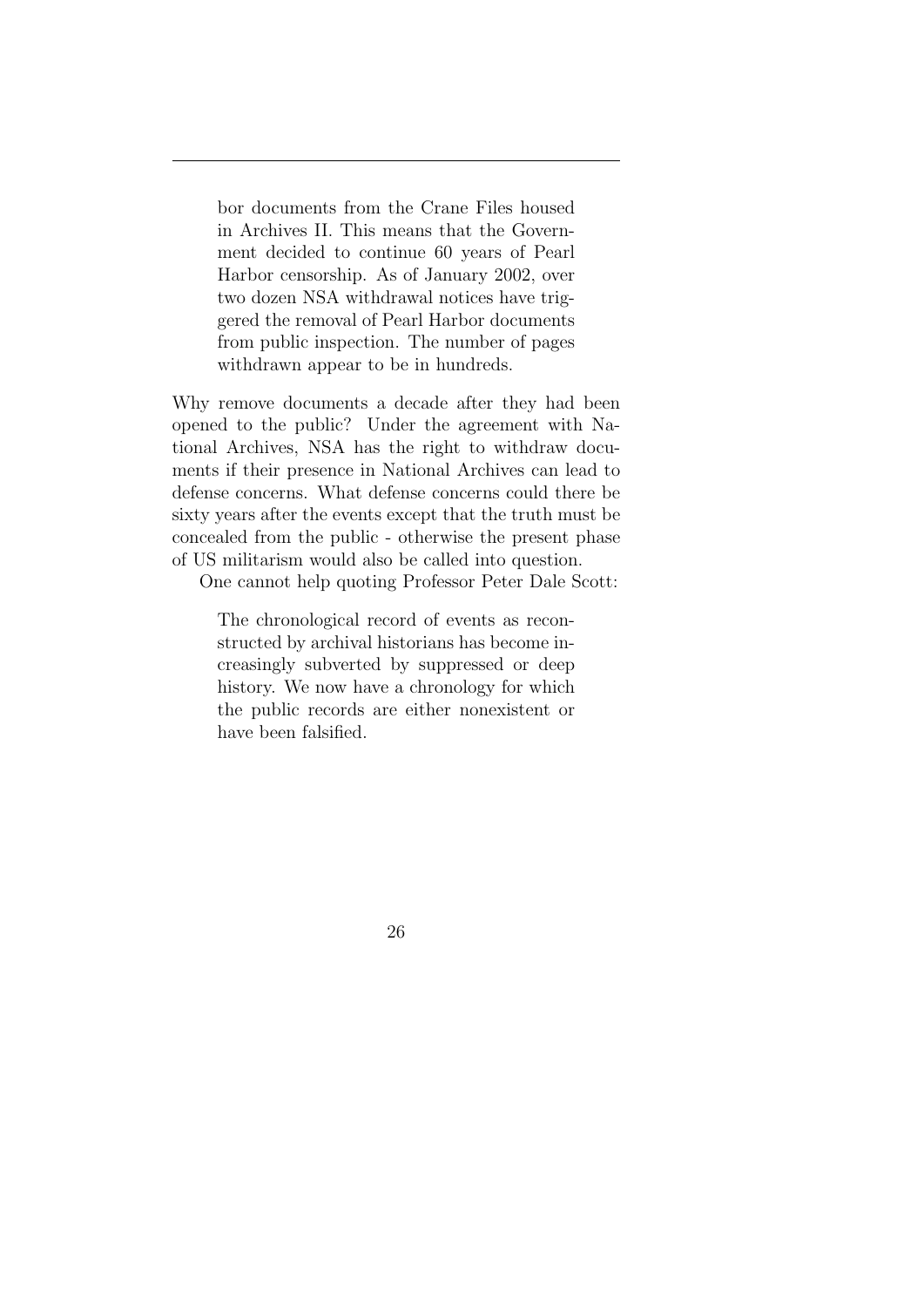> bor documents from the Crane Files housed in Archives II. This means that the Government decided to continue 60 years of Pearl Harbor censorship. As of January 2002, over two dozen NSA withdrawal notices have triggered the removal of Pearl Harbor documents from public inspection. The number of pages withdrawn appear to be in hundreds.

Why remove documents a decade after they had been opened to the public? Under the agreement with National Archives, NSA has the right to withdraw documents if their presence in National Archives can lead to defense concerns. What defense concerns could there be sixty years after the events except that the truth must be concealed from the public - otherwise the present phase of US militarism would also be called into question.

One cannot help quoting Professor Peter Dale Scott:

> The chronological record of events as reconstructed by archival historians has become increasingly subverted by suppressed or deep history. We now have a chronology for which the public records are either nonexistent or have been falsified.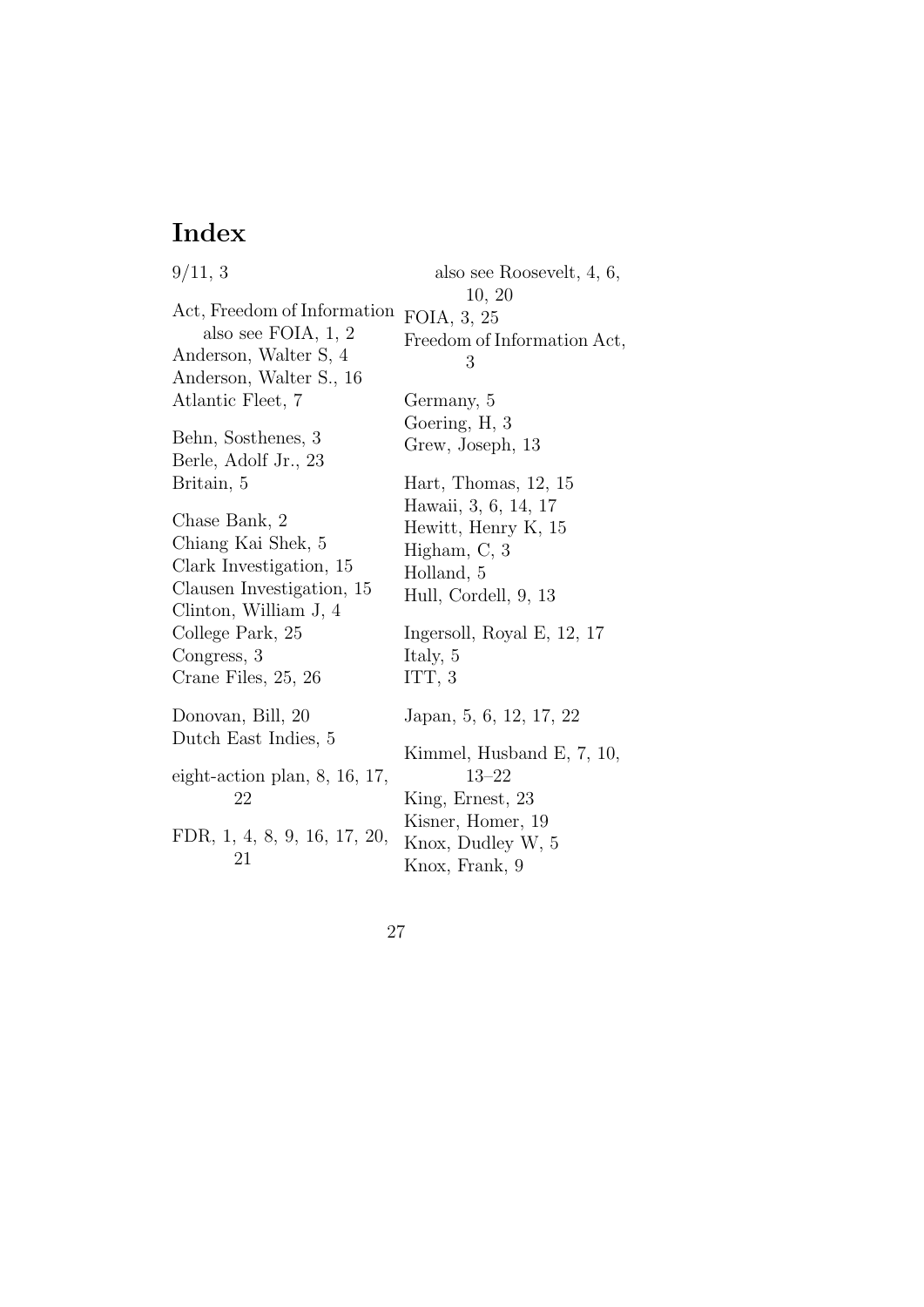# Index

9/11, 3

Act, Freedom of Information also see FOIA, 1, 2
Anderson, Walter S, 4
Anderson, Walter S., 16
Atlantic Fleet, 7

Behn, Sosthenes, 3
Berle, Adolf Jr., 23
Britain, 5

Chase Bank, 2
Chiang Kai Shek, 5
Clark Investigation, 15
Clausen Investigation, 15
Clinton, William J, 4
College Park, 25
Congress, 3
Crane Files, 25, 26

Donovan, Bill, 20
Dutch East Indies, 5

eight-action plan, 8, 16, 17, 22

FDR, 1, 4, 8, 9, 16, 17, 20, 21
also see Roosevelt, 4, 6, 10, 20
FOIA, 3, 25
Freedom of Information Act, 3

Germany, 5
Goering, H, 3
Grew, Joseph, 13

Hart, Thomas, 12, 15
Hawaii, 3, 6, 14, 17
Hewitt, Henry K, 15
Higham, C, 3
Holland, 5
Hull, Cordell, 9, 13

Ingersoll, Royal E, 12, 17
Italy, 5
ITT, 3

Japan, 5, 6, 12, 17, 22

Kimmel, Husband E, 7, 10, 13–22
King, Ernest, 23
Kisner, Homer, 19
Knox, Dudley W, 5
Knox, Frank, 9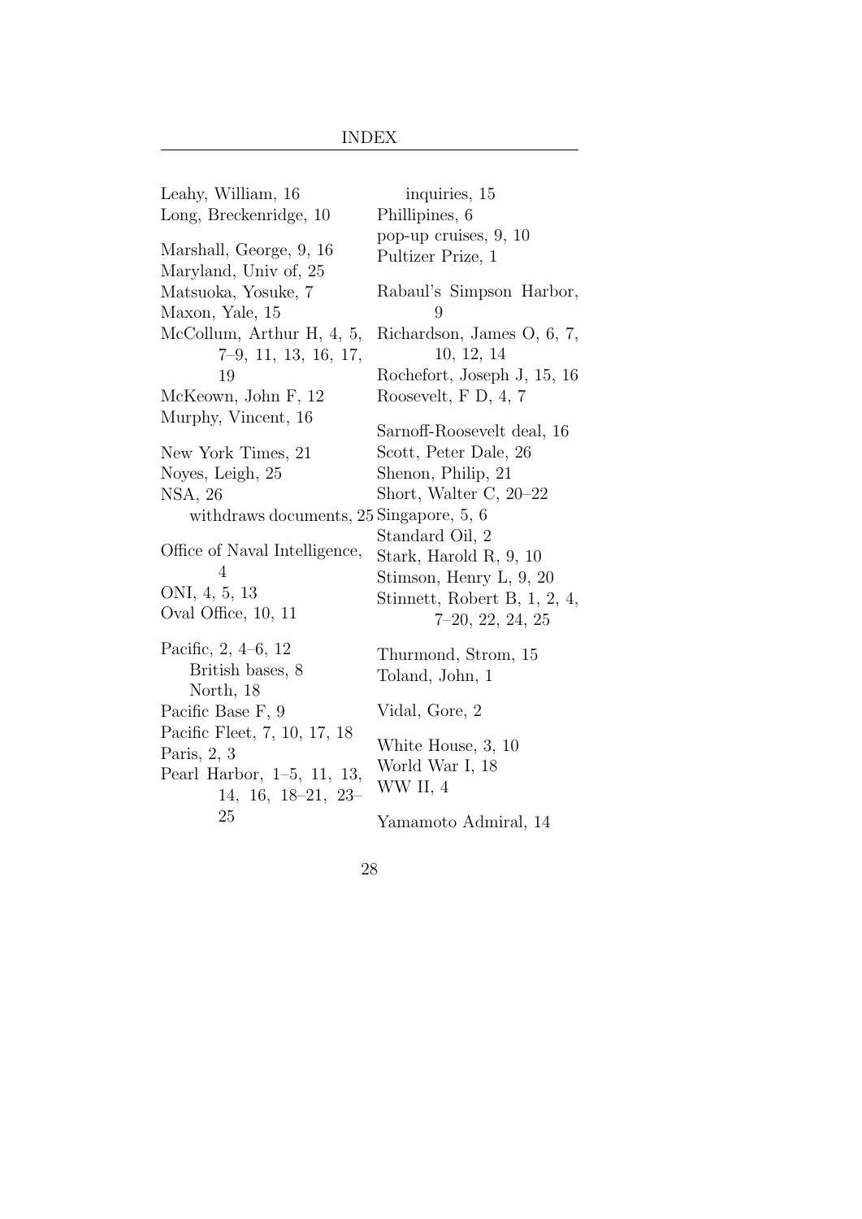Leahy, William, 16
Long, Breckenridge, 10

Marshall, George, 9, 16
Maryland, Univ of, 25
Matsuoka, Yosuke, 7
Maxon, Yale, 15
McCollum, Arthur H, 4, 5, 7–9, 11, 13, 16, 17, 19
McKeown, John F, 12
Murphy, Vincent, 16

New York Times, 21
Noyes, Leigh, 25
NSA, 26
  withdraws documents, 25

Office of Naval Intelligence, 4
ONI, 4, 5, 13
Oval Office, 10, 11

Pacific, 2, 4–6, 12
  British bases, 8
  North, 18
Pacific Base F, 9
Pacific Fleet, 7, 10, 17, 18
Paris, 2, 3
Pearl Harbor, 1–5, 11, 13, 14, 16, 18–21, 23–25
  inquiries, 15
Phillipines, 6
pop-up cruises, 9, 10
Pultizer Prize, 1

Rabaul's Simpson Harbor, 9
Richardson, James O, 6, 7, 10, 12, 14
Rochefort, Joseph J, 15, 16
Roosevelt, F D, 4, 7

Sarnoff-Roosevelt deal, 16
Scott, Peter Dale, 26
Shenon, Philip, 21
Short, Walter C, 20–22
Singapore, 5, 6
Standard Oil, 2
Stark, Harold R, 9, 10
Stimson, Henry L, 9, 20
Stinnett, Robert B, 1, 2, 4, 7–20, 22, 24, 25

Thurmond, Strom, 15
Toland, John, 1

Vidal, Gore, 2

White House, 3, 10
World War I, 18
WW II, 4

Yamamoto Admiral, 14